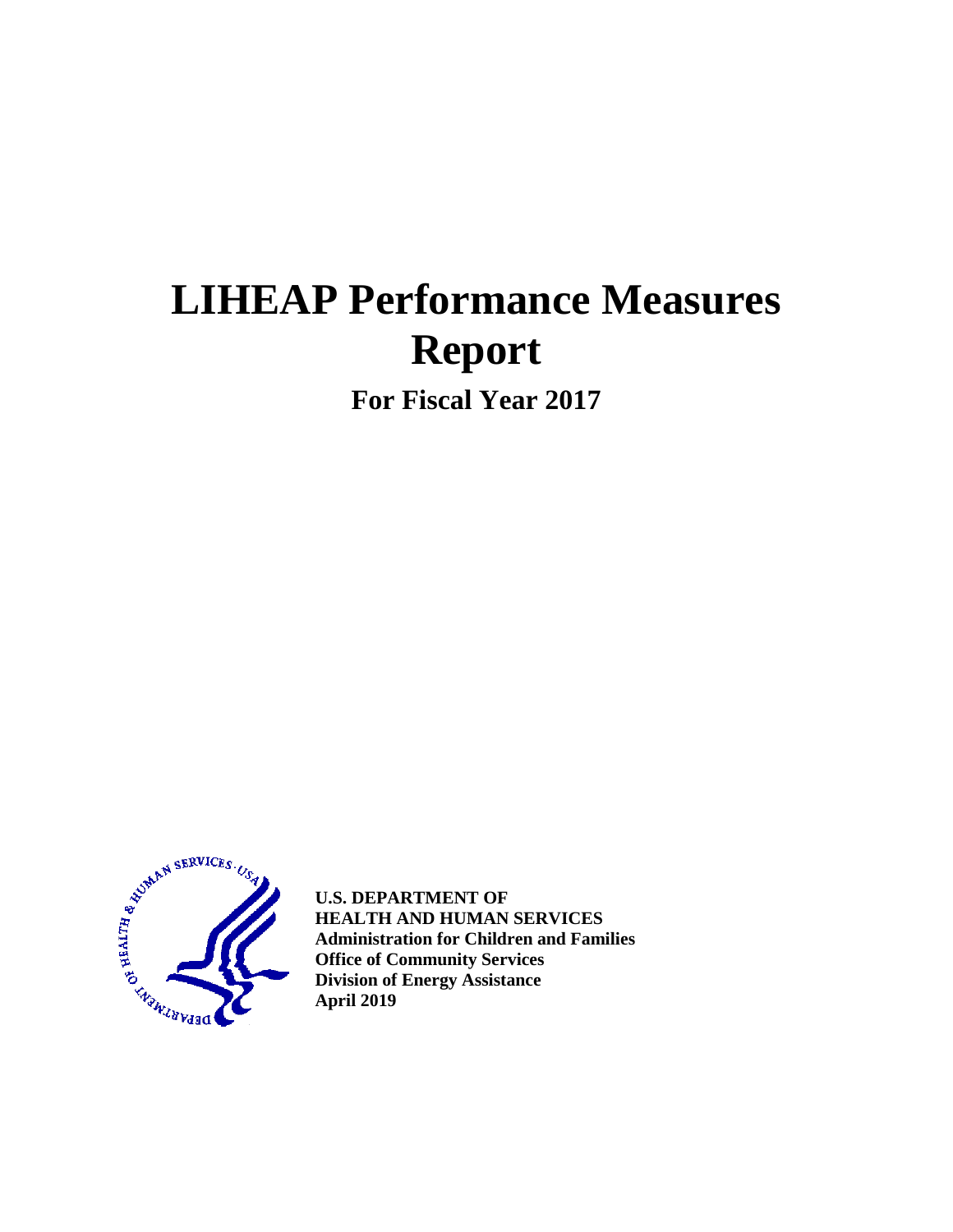# LIHEAP Performance Measures Report

## For Fiscal Year 2017

**U.S. DEPARTMENT OF**
**HEALTH AND HUMAN SERVICES**
**Administration for Children and Families**
**Office of Community Services**
**Division of Energy Assistance**
**April 2019**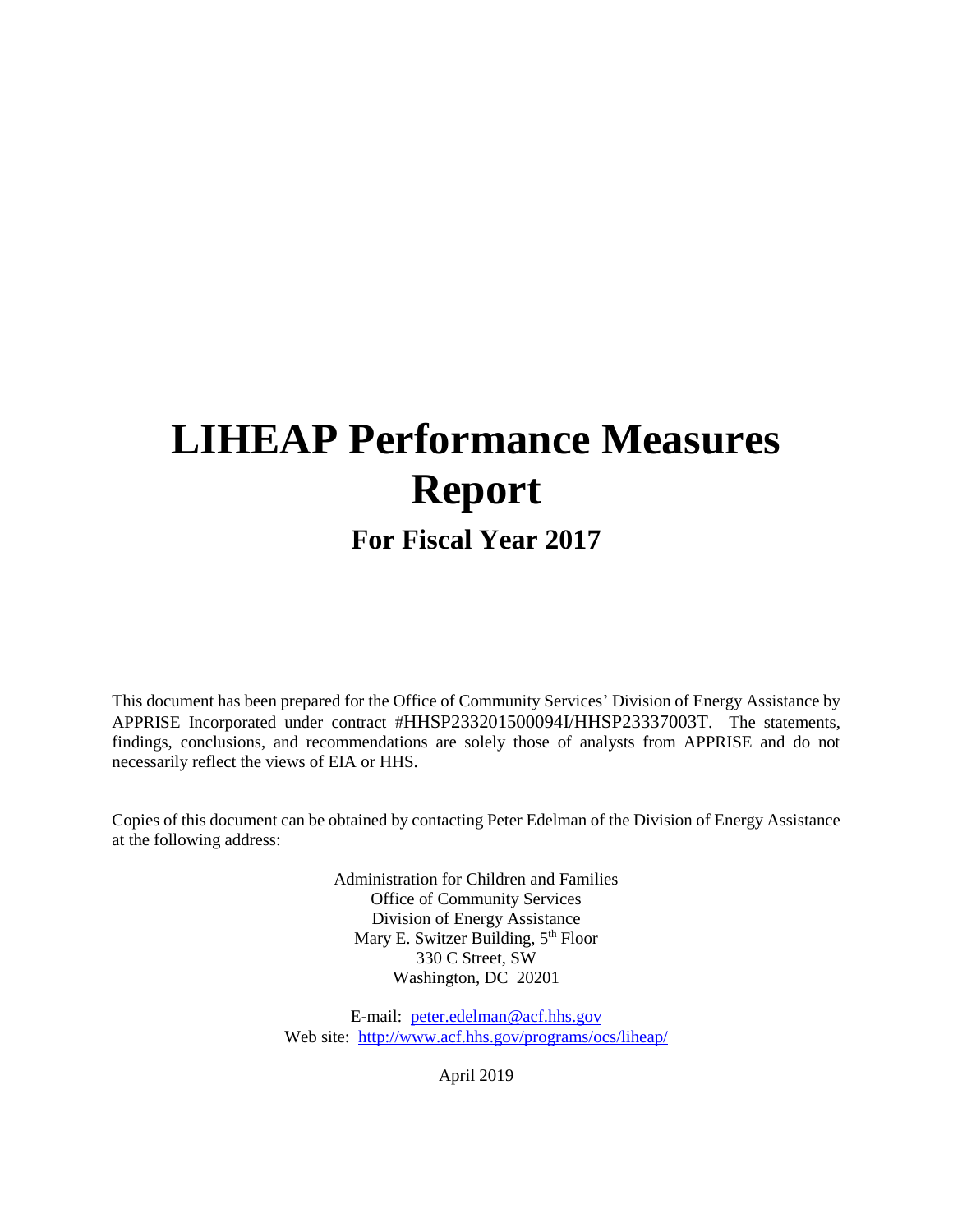# LIHEAP Performance Measures Report

## For Fiscal Year 2017

This document has been prepared for the Office of Community Services' Division of Energy Assistance by APPRISE Incorporated under contract #HHSP233201500094I/HHSP23337003T. The statements, findings, conclusions, and recommendations are solely those of analysts from APPRISE and do not necessarily reflect the views of EIA or HHS.

Copies of this document can be obtained by contacting Peter Edelman of the Division of Energy Assistance at the following address:

Administration for Children and Families  
Office of Community Services  
Division of Energy Assistance  
Mary E. Switzer Building, 5th Floor  
330 C Street, SW  
Washington, DC 20201

E-mail: peter.edelman@acf.hhs.gov  
Web site: http://www.acf.hhs.gov/programs/ocs/liheap/

April 2019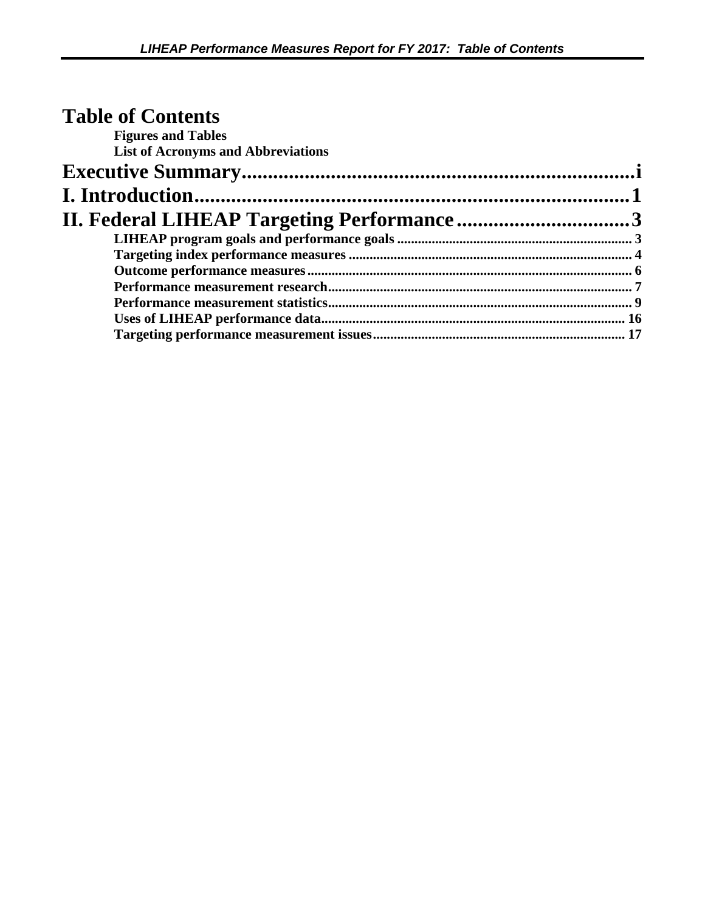# Table of Contents

**Figures and Tables**

**List of Acronyms and Abbreviations**

**Executive Summary** .......... i

**I. Introduction** .......... 1

**II. Federal LIHEAP Targeting Performance** .......... 3

- **LIHEAP program goals and performance goals** .......... 3
- **Targeting index performance measures** .......... 4
- **Outcome performance measures** .......... 6
- **Performance measurement research** .......... 7
- **Performance measurement statistics** .......... 9
- **Uses of LIHEAP performance data** .......... 16
- **Targeting performance measurement issues** .......... 17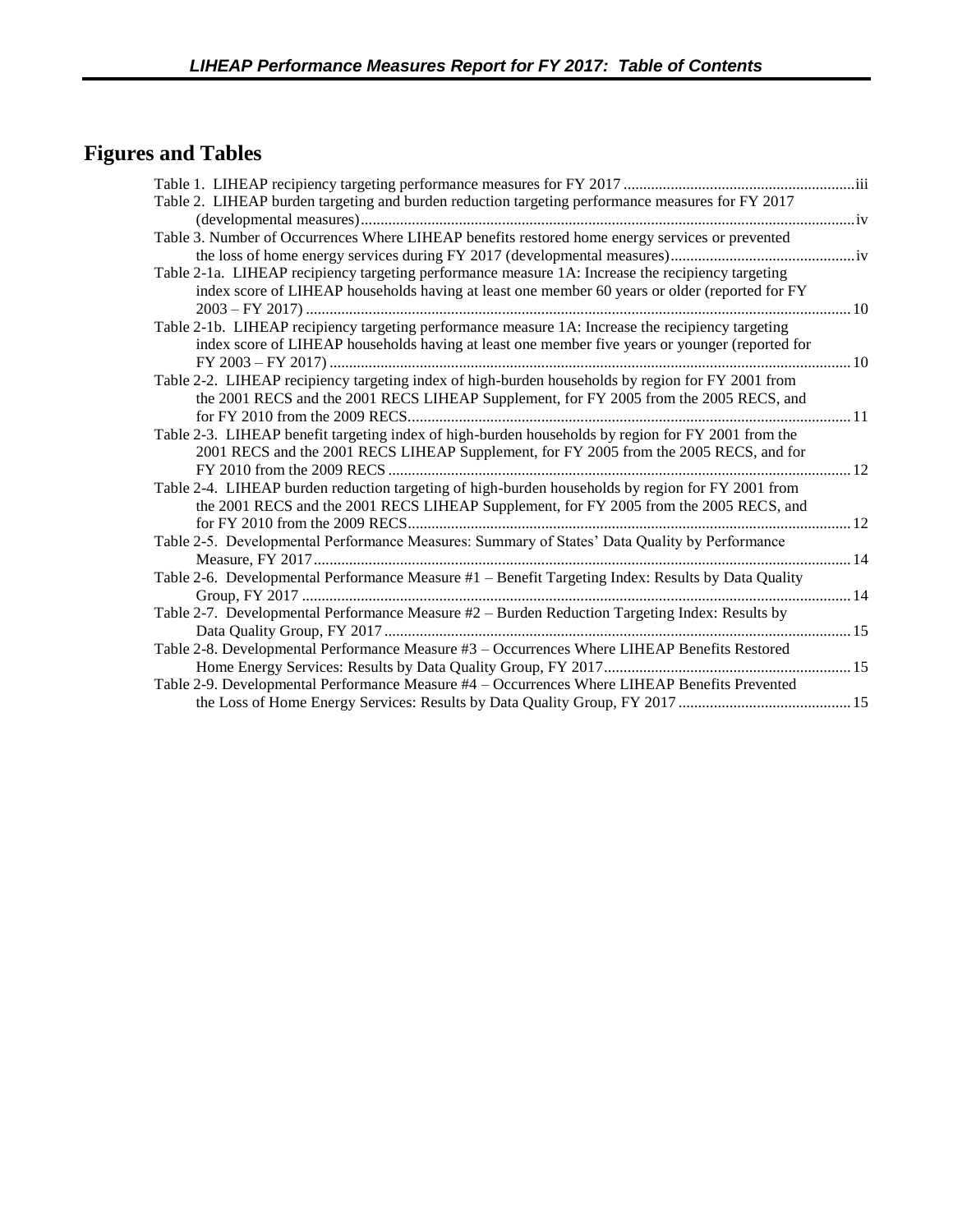## Figures and Tables

Table 1. LIHEAP recipiency targeting performance measures for FY 2017 .......... iii

Table 2. LIHEAP burden targeting and burden reduction targeting performance measures for FY 2017 (developmental measures) .......... iv

Table 3. Number of Occurrences Where LIHEAP benefits restored home energy services or prevented the loss of home energy services during FY 2017 (developmental measures) .......... iv

Table 2-1a. LIHEAP recipiency targeting performance measure 1A: Increase the recipiency targeting index score of LIHEAP households having at least one member 60 years or older (reported for FY 2003 – FY 2017) .......... 10

Table 2-1b. LIHEAP recipiency targeting performance measure 1A: Increase the recipiency targeting index score of LIHEAP households having at least one member five years or younger (reported for FY 2003 – FY 2017) .......... 10

Table 2-2. LIHEAP recipiency targeting index of high-burden households by region for FY 2001 from the 2001 RECS and the 2001 RECS LIHEAP Supplement, for FY 2005 from the 2005 RECS, and for FY 2010 from the 2009 RECS .......... 11

Table 2-3. LIHEAP benefit targeting index of high-burden households by region for FY 2001 from the 2001 RECS and the 2001 RECS LIHEAP Supplement, for FY 2005 from the 2005 RECS, and for FY 2010 from the 2009 RECS .......... 12

Table 2-4. LIHEAP burden reduction targeting of high-burden households by region for FY 2001 from the 2001 RECS and the 2001 RECS LIHEAP Supplement, for FY 2005 from the 2005 RECS, and for FY 2010 from the 2009 RECS .......... 12

Table 2-5. Developmental Performance Measures: Summary of States' Data Quality by Performance Measure, FY 2017 .......... 14

Table 2-6. Developmental Performance Measure #1 – Benefit Targeting Index: Results by Data Quality Group, FY 2017 .......... 14

Table 2-7. Developmental Performance Measure #2 – Burden Reduction Targeting Index: Results by Data Quality Group, FY 2017 .......... 15

Table 2-8. Developmental Performance Measure #3 – Occurrences Where LIHEAP Benefits Restored Home Energy Services: Results by Data Quality Group, FY 2017 .......... 15

Table 2-9. Developmental Performance Measure #4 – Occurrences Where LIHEAP Benefits Prevented the Loss of Home Energy Services: Results by Data Quality Group, FY 2017 .......... 15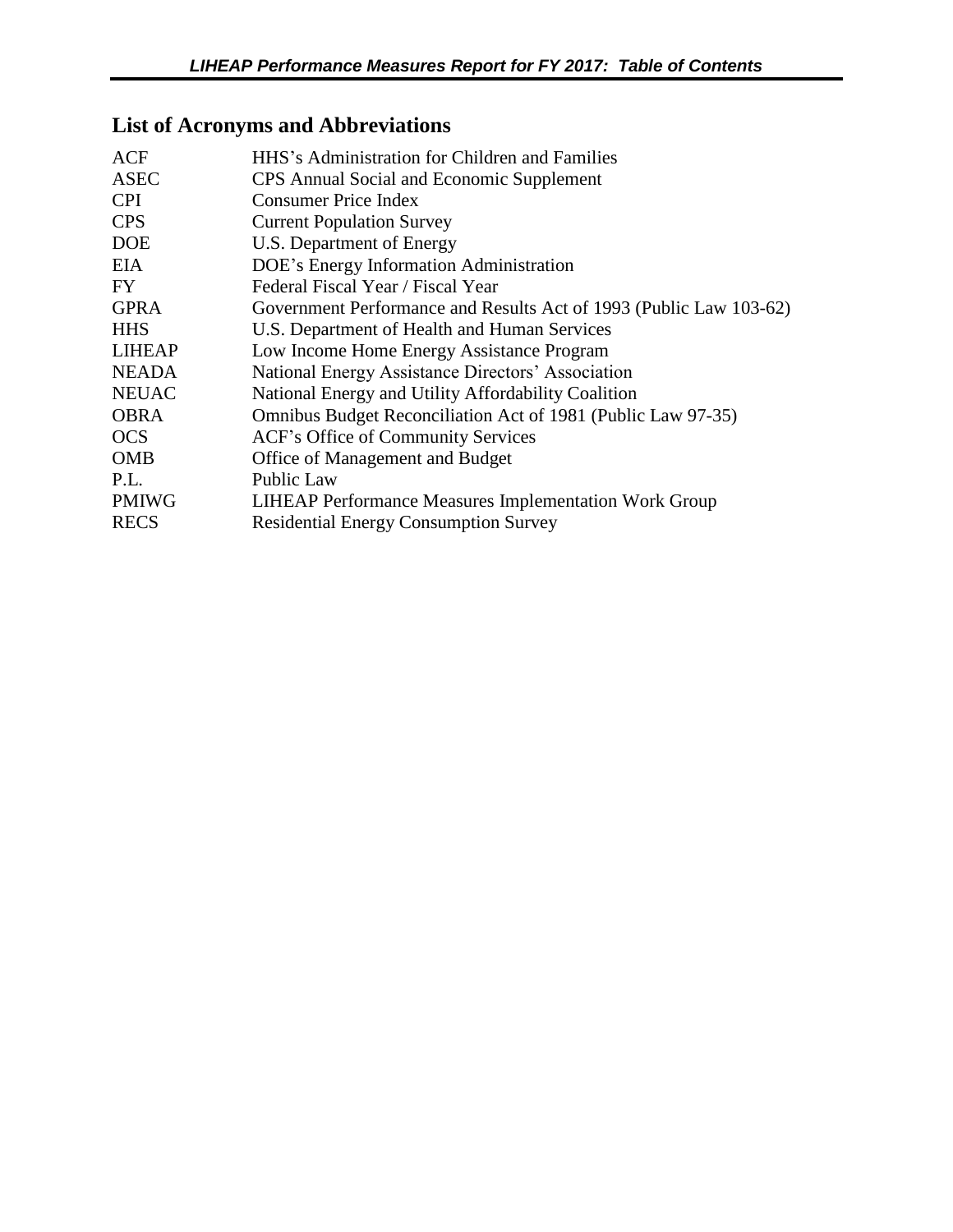## List of Acronyms and Abbreviations

| | |
|---|---|
| ACF | HHS's Administration for Children and Families |
| ASEC | CPS Annual Social and Economic Supplement |
| CPI | Consumer Price Index |
| CPS | Current Population Survey |
| DOE | U.S. Department of Energy |
| EIA | DOE's Energy Information Administration |
| FY | Federal Fiscal Year / Fiscal Year |
| GPRA | Government Performance and Results Act of 1993 (Public Law 103-62) |
| HHS | U.S. Department of Health and Human Services |
| LIHEAP | Low Income Home Energy Assistance Program |
| NEADA | National Energy Assistance Directors' Association |
| NEUAC | National Energy and Utility Affordability Coalition |
| OBRA | Omnibus Budget Reconciliation Act of 1981 (Public Law 97-35) |
| OCS | ACF's Office of Community Services |
| OMB | Office of Management and Budget |
| P.L. | Public Law |
| PMIWG | LIHEAP Performance Measures Implementation Work Group |
| RECS | Residential Energy Consumption Survey |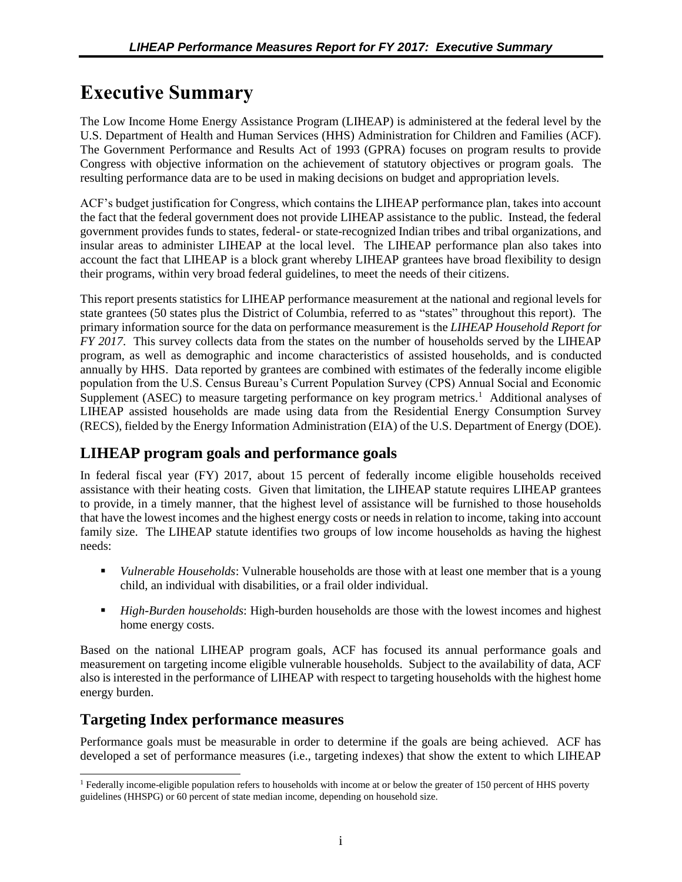# Executive Summary

The Low Income Home Energy Assistance Program (LIHEAP) is administered at the federal level by the U.S. Department of Health and Human Services (HHS) Administration for Children and Families (ACF). The Government Performance and Results Act of 1993 (GPRA) focuses on program results to provide Congress with objective information on the achievement of statutory objectives or program goals. The resulting performance data are to be used in making decisions on budget and appropriation levels.

ACF's budget justification for Congress, which contains the LIHEAP performance plan, takes into account the fact that the federal government does not provide LIHEAP assistance to the public. Instead, the federal government provides funds to states, federal- or state-recognized Indian tribes and tribal organizations, and insular areas to administer LIHEAP at the local level. The LIHEAP performance plan also takes into account the fact that LIHEAP is a block grant whereby LIHEAP grantees have broad flexibility to design their programs, within very broad federal guidelines, to meet the needs of their citizens.

This report presents statistics for LIHEAP performance measurement at the national and regional levels for state grantees (50 states plus the District of Columbia, referred to as "states" throughout this report). The primary information source for the data on performance measurement is the *LIHEAP Household Report for FY 2017*. This survey collects data from the states on the number of households served by the LIHEAP program, as well as demographic and income characteristics of assisted households, and is conducted annually by HHS. Data reported by grantees are combined with estimates of the federally income eligible population from the U.S. Census Bureau's Current Population Survey (CPS) Annual Social and Economic Supplement (ASEC) to measure targeting performance on key program metrics.[1] Additional analyses of LIHEAP assisted households are made using data from the Residential Energy Consumption Survey (RECS), fielded by the Energy Information Administration (EIA) of the U.S. Department of Energy (DOE).

## LIHEAP program goals and performance goals

In federal fiscal year (FY) 2017, about 15 percent of federally income eligible households received assistance with their heating costs. Given that limitation, the LIHEAP statute requires LIHEAP grantees to provide, in a timely manner, that the highest level of assistance will be furnished to those households that have the lowest incomes and the highest energy costs or needs in relation to income, taking into account family size. The LIHEAP statute identifies two groups of low income households as having the highest needs:

- *Vulnerable Households*: Vulnerable households are those with at least one member that is a young child, an individual with disabilities, or a frail older individual.
- *High-Burden households*: High-burden households are those with the lowest incomes and highest home energy costs.

Based on the national LIHEAP program goals, ACF has focused its annual performance goals and measurement on targeting income eligible vulnerable households. Subject to the availability of data, ACF also is interested in the performance of LIHEAP with respect to targeting households with the highest home energy burden.

## Targeting Index performance measures

Performance goals must be measurable in order to determine if the goals are being achieved. ACF has developed a set of performance measures (i.e., targeting indexes) that show the extent to which LIHEAP

[1] Federally income-eligible population refers to households with income at or below the greater of 150 percent of HHS poverty guidelines (HHSPG) or 60 percent of state median income, depending on household size.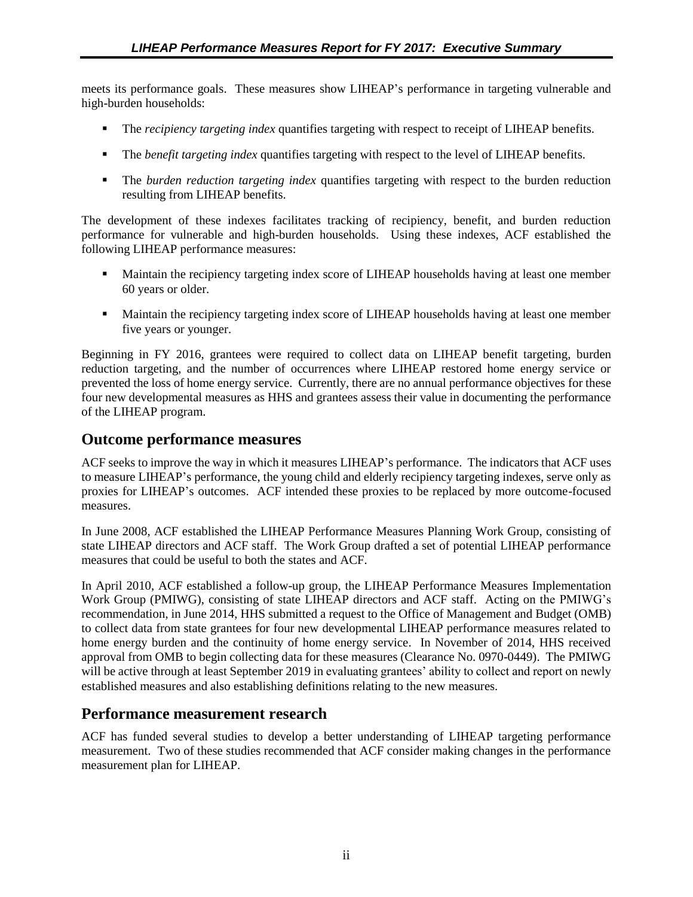meets its performance goals. These measures show LIHEAP's performance in targeting vulnerable and high-burden households:

- The *recipiency targeting index* quantifies targeting with respect to receipt of LIHEAP benefits.
- The *benefit targeting index* quantifies targeting with respect to the level of LIHEAP benefits.
- The *burden reduction targeting index* quantifies targeting with respect to the burden reduction resulting from LIHEAP benefits.

The development of these indexes facilitates tracking of recipiency, benefit, and burden reduction performance for vulnerable and high-burden households. Using these indexes, ACF established the following LIHEAP performance measures:

- Maintain the recipiency targeting index score of LIHEAP households having at least one member 60 years or older.
- Maintain the recipiency targeting index score of LIHEAP households having at least one member five years or younger.

Beginning in FY 2016, grantees were required to collect data on LIHEAP benefit targeting, burden reduction targeting, and the number of occurrences where LIHEAP restored home energy service or prevented the loss of home energy service. Currently, there are no annual performance objectives for these four new developmental measures as HHS and grantees assess their value in documenting the performance of the LIHEAP program.

## Outcome performance measures

ACF seeks to improve the way in which it measures LIHEAP's performance. The indicators that ACF uses to measure LIHEAP's performance, the young child and elderly recipiency targeting indexes, serve only as proxies for LIHEAP's outcomes. ACF intended these proxies to be replaced by more outcome-focused measures.

In June 2008, ACF established the LIHEAP Performance Measures Planning Work Group, consisting of state LIHEAP directors and ACF staff. The Work Group drafted a set of potential LIHEAP performance measures that could be useful to both the states and ACF.

In April 2010, ACF established a follow-up group, the LIHEAP Performance Measures Implementation Work Group (PMIWG), consisting of state LIHEAP directors and ACF staff. Acting on the PMIWG's recommendation, in June 2014, HHS submitted a request to the Office of Management and Budget (OMB) to collect data from state grantees for four new developmental LIHEAP performance measures related to home energy burden and the continuity of home energy service. In November of 2014, HHS received approval from OMB to begin collecting data for these measures (Clearance No. 0970-0449). The PMIWG will be active through at least September 2019 in evaluating grantees' ability to collect and report on newly established measures and also establishing definitions relating to the new measures.

## Performance measurement research

ACF has funded several studies to develop a better understanding of LIHEAP targeting performance measurement. Two of these studies recommended that ACF consider making changes in the performance measurement plan for LIHEAP.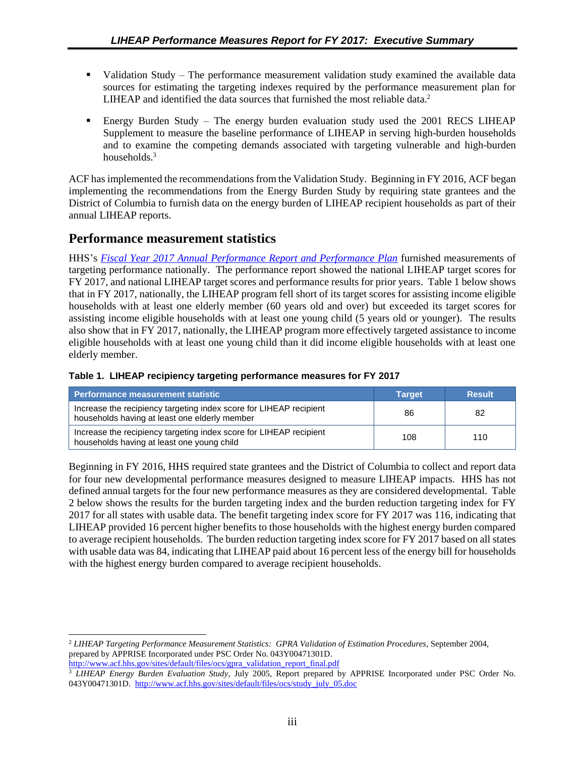- Validation Study – The performance measurement validation study examined the available data sources for estimating the targeting indexes required by the performance measurement plan for LIHEAP and identified the data sources that furnished the most reliable data.[2]
- Energy Burden Study – The energy burden evaluation study used the 2001 RECS LIHEAP Supplement to measure the baseline performance of LIHEAP in serving high-burden households and to examine the competing demands associated with targeting vulnerable and high-burden households.[3]

ACF has implemented the recommendations from the Validation Study. Beginning in FY 2016, ACF began implementing the recommendations from the Energy Burden Study by requiring state grantees and the District of Columbia to furnish data on the energy burden of LIHEAP recipient households as part of their annual LIHEAP reports.

## Performance measurement statistics

HHS's *Fiscal Year 2017 Annual Performance Report and Performance Plan* furnished measurements of targeting performance nationally. The performance report showed the national LIHEAP target scores for FY 2017, and national LIHEAP target scores and performance results for prior years. Table 1 below shows that in FY 2017, nationally, the LIHEAP program fell short of its target scores for assisting income eligible households with at least one elderly member (60 years old and over) but exceeded its target scores for assisting income eligible households with at least one young child (5 years old or younger). The results also show that in FY 2017, nationally, the LIHEAP program more effectively targeted assistance to income eligible households with at least one young child than it did income eligible households with at least one elderly member.

**Table 1. LIHEAP recipiency targeting performance measures for FY 2017**

| Performance measurement statistic | Target | Result |
|---|---|---|
| Increase the recipiency targeting index score for LIHEAP recipient households having at least one elderly member | 86 | 82 |
| Increase the recipiency targeting index score for LIHEAP recipient households having at least one young child | 108 | 110 |

Beginning in FY 2016, HHS required state grantees and the District of Columbia to collect and report data for four new developmental performance measures designed to measure LIHEAP impacts. HHS has not defined annual targets for the four new performance measures as they are considered developmental. Table 2 below shows the results for the burden targeting index and the burden reduction targeting index for FY 2017 for all states with usable data. The benefit targeting index score for FY 2017 was 116, indicating that LIHEAP provided 16 percent higher benefits to those households with the highest energy burden compared to average recipient households. The burden reduction targeting index score for FY 2017 based on all states with usable data was 84, indicating that LIHEAP paid about 16 percent less of the energy bill for households with the highest energy burden compared to average recipient households.

---

[2] *LIHEAP Targeting Performance Measurement Statistics: GPRA Validation of Estimation Procedures*, September 2004, prepared by APPRISE Incorporated under PSC Order No. 043Y00471301D. http://www.acf.hhs.gov/sites/default/files/ocs/gpra_validation_report_final.pdf

[3] *LIHEAP Energy Burden Evaluation Study*, July 2005, Report prepared by APPRISE Incorporated under PSC Order No. 043Y00471301D. http://www.acf.hhs.gov/sites/default/files/ocs/study_july_05.doc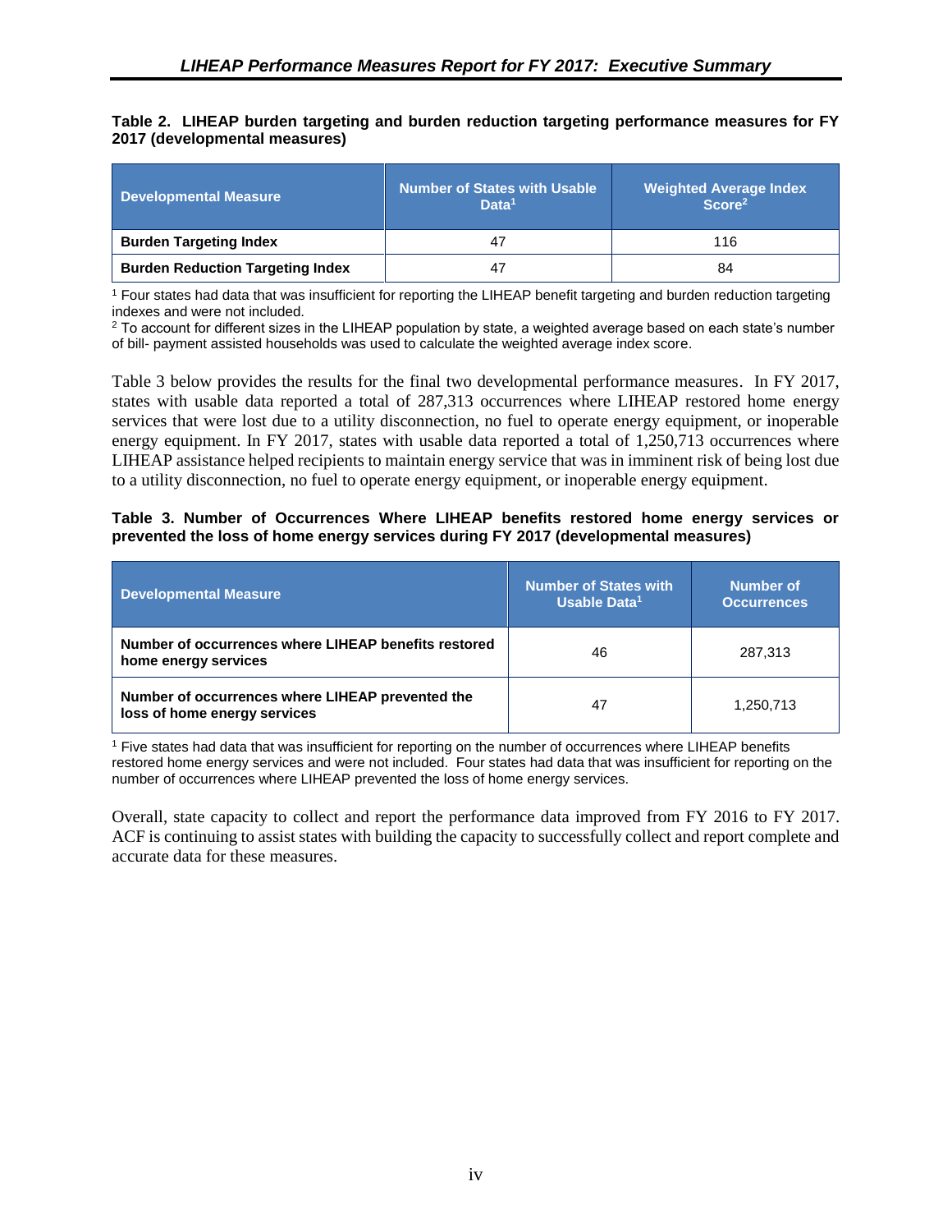**Table 2. LIHEAP burden targeting and burden reduction targeting performance measures for FY 2017 (developmental measures)**

| Developmental Measure | Number of States with Usable Data[1] | Weighted Average Index Score[2] |
|---|---|---|
| **Burden Targeting Index** | 47 | 116 |
| **Burden Reduction Targeting Index** | 47 | 84 |

[1] Four states had data that was insufficient for reporting the LIHEAP benefit targeting and burden reduction targeting indexes and were not included.
[2] To account for different sizes in the LIHEAP population by state, a weighted average based on each state's number of bill- payment assisted households was used to calculate the weighted average index score.

Table 3 below provides the results for the final two developmental performance measures. In FY 2017, states with usable data reported a total of 287,313 occurrences where LIHEAP restored home energy services that were lost due to a utility disconnection, no fuel to operate energy equipment, or inoperable energy equipment. In FY 2017, states with usable data reported a total of 1,250,713 occurrences where LIHEAP assistance helped recipients to maintain energy service that was in imminent risk of being lost due to a utility disconnection, no fuel to operate energy equipment, or inoperable energy equipment.

**Table 3. Number of Occurrences Where LIHEAP benefits restored home energy services or prevented the loss of home energy services during FY 2017 (developmental measures)**

| Developmental Measure | Number of States with Usable Data[1] | Number of Occurrences |
|---|---|---|
| **Number of occurrences where LIHEAP benefits restored home energy services** | 46 | 287,313 |
| **Number of occurrences where LIHEAP prevented the loss of home energy services** | 47 | 1,250,713 |

[1] Five states had data that was insufficient for reporting on the number of occurrences where LIHEAP benefits restored home energy services and were not included. Four states had data that was insufficient for reporting on the number of occurrences where LIHEAP prevented the loss of home energy services.

Overall, state capacity to collect and report the performance data improved from FY 2016 to FY 2017. ACF is continuing to assist states with building the capacity to successfully collect and report complete and accurate data for these measures.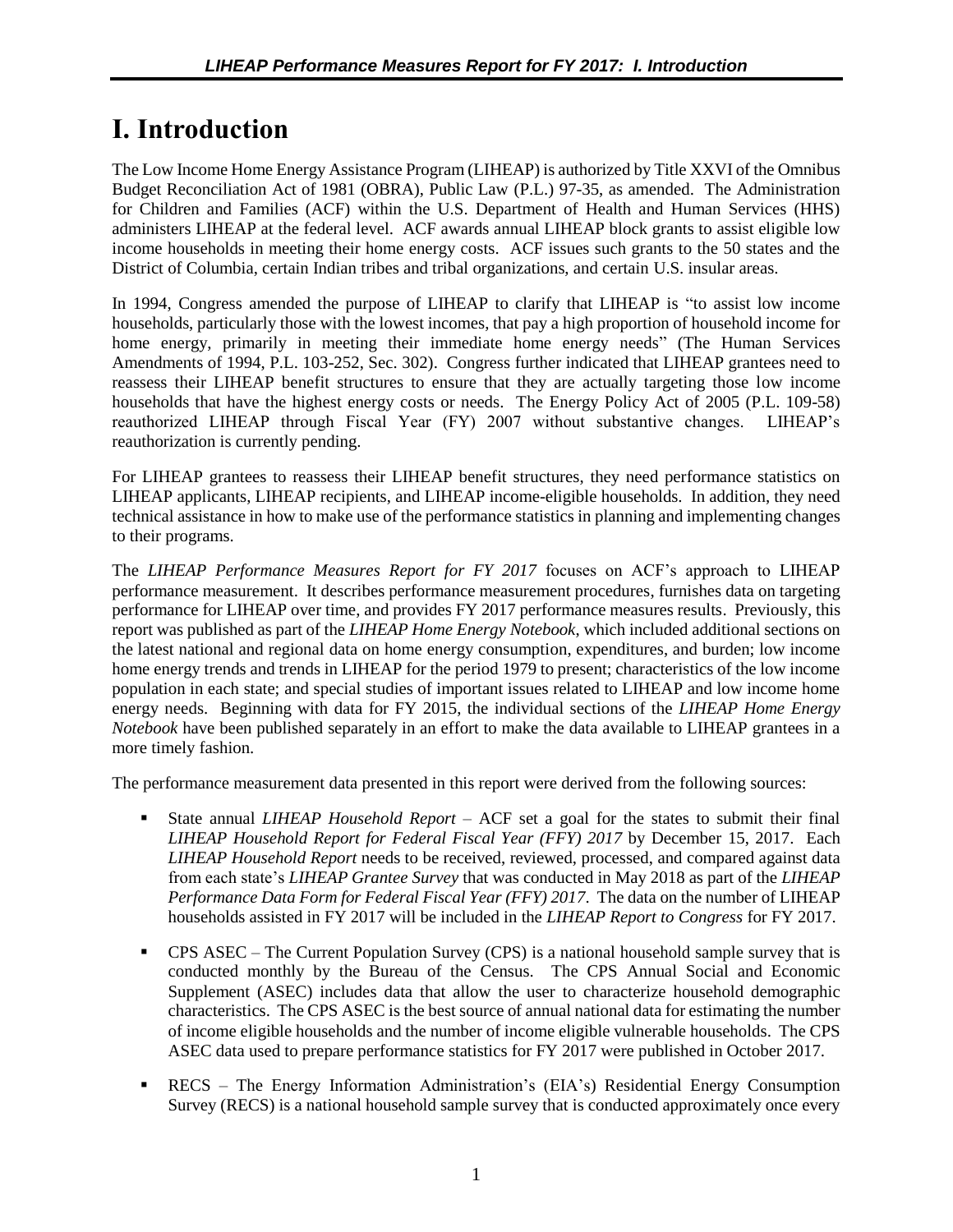# I. Introduction

The Low Income Home Energy Assistance Program (LIHEAP) is authorized by Title XXVI of the Omnibus Budget Reconciliation Act of 1981 (OBRA), Public Law (P.L.) 97-35, as amended. The Administration for Children and Families (ACF) within the U.S. Department of Health and Human Services (HHS) administers LIHEAP at the federal level. ACF awards annual LIHEAP block grants to assist eligible low income households in meeting their home energy costs. ACF issues such grants to the 50 states and the District of Columbia, certain Indian tribes and tribal organizations, and certain U.S. insular areas.

In 1994, Congress amended the purpose of LIHEAP to clarify that LIHEAP is "to assist low income households, particularly those with the lowest incomes, that pay a high proportion of household income for home energy, primarily in meeting their immediate home energy needs" (The Human Services Amendments of 1994, P.L. 103-252, Sec. 302). Congress further indicated that LIHEAP grantees need to reassess their LIHEAP benefit structures to ensure that they are actually targeting those low income households that have the highest energy costs or needs. The Energy Policy Act of 2005 (P.L. 109-58) reauthorized LIHEAP through Fiscal Year (FY) 2007 without substantive changes. LIHEAP's reauthorization is currently pending.

For LIHEAP grantees to reassess their LIHEAP benefit structures, they need performance statistics on LIHEAP applicants, LIHEAP recipients, and LIHEAP income-eligible households. In addition, they need technical assistance in how to make use of the performance statistics in planning and implementing changes to their programs.

The *LIHEAP Performance Measures Report for FY 2017* focuses on ACF's approach to LIHEAP performance measurement. It describes performance measurement procedures, furnishes data on targeting performance for LIHEAP over time, and provides FY 2017 performance measures results. Previously, this report was published as part of the *LIHEAP Home Energy Notebook*, which included additional sections on the latest national and regional data on home energy consumption, expenditures, and burden; low income home energy trends and trends in LIHEAP for the period 1979 to present; characteristics of the low income population in each state; and special studies of important issues related to LIHEAP and low income home energy needs. Beginning with data for FY 2015, the individual sections of the *LIHEAP Home Energy Notebook* have been published separately in an effort to make the data available to LIHEAP grantees in a more timely fashion.

The performance measurement data presented in this report were derived from the following sources:

- State annual *LIHEAP Household Report* – ACF set a goal for the states to submit their final *LIHEAP Household Report for Federal Fiscal Year (FFY) 2017* by December 15, 2017. Each *LIHEAP Household Report* needs to be received, reviewed, processed, and compared against data from each state's *LIHEAP Grantee Survey* that was conducted in May 2018 as part of the *LIHEAP Performance Data Form for Federal Fiscal Year (FFY) 2017*. The data on the number of LIHEAP households assisted in FY 2017 will be included in the *LIHEAP Report to Congress* for FY 2017.
- CPS ASEC – The Current Population Survey (CPS) is a national household sample survey that is conducted monthly by the Bureau of the Census. The CPS Annual Social and Economic Supplement (ASEC) includes data that allow the user to characterize household demographic characteristics. The CPS ASEC is the best source of annual national data for estimating the number of income eligible households and the number of income eligible vulnerable households. The CPS ASEC data used to prepare performance statistics for FY 2017 were published in October 2017.
- RECS – The Energy Information Administration's (EIA's) Residential Energy Consumption Survey (RECS) is a national household sample survey that is conducted approximately once every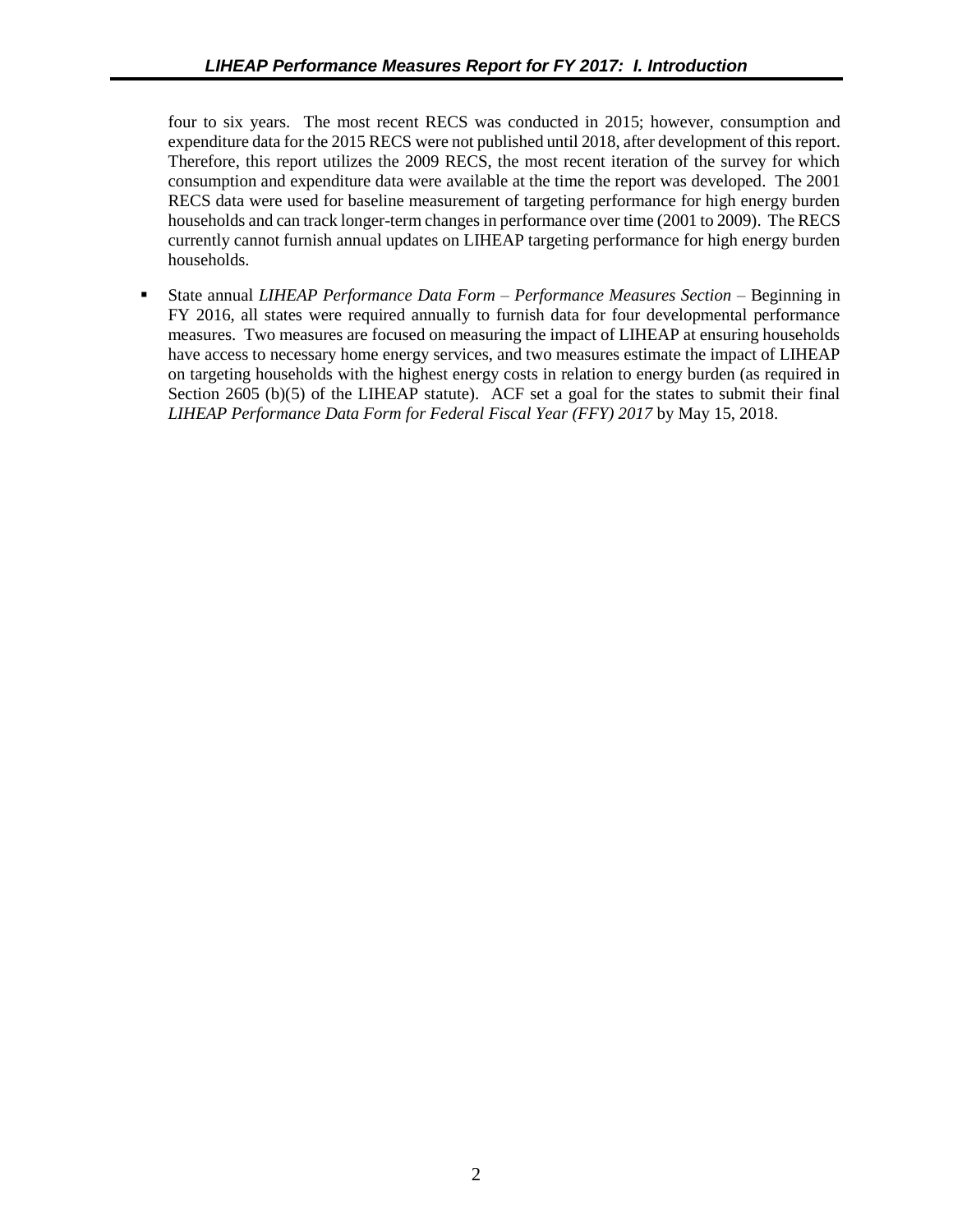four to six years. The most recent RECS was conducted in 2015; however, consumption and expenditure data for the 2015 RECS were not published until 2018, after development of this report. Therefore, this report utilizes the 2009 RECS, the most recent iteration of the survey for which consumption and expenditure data were available at the time the report was developed. The 2001 RECS data were used for baseline measurement of targeting performance for high energy burden households and can track longer-term changes in performance over time (2001 to 2009). The RECS currently cannot furnish annual updates on LIHEAP targeting performance for high energy burden households.

- State annual *LIHEAP Performance Data Form – Performance Measures Section* – Beginning in FY 2016, all states were required annually to furnish data for four developmental performance measures. Two measures are focused on measuring the impact of LIHEAP at ensuring households have access to necessary home energy services, and two measures estimate the impact of LIHEAP on targeting households with the highest energy costs in relation to energy burden (as required in Section 2605 (b)(5) of the LIHEAP statute). ACF set a goal for the states to submit their final *LIHEAP Performance Data Form for Federal Fiscal Year (FFY) 2017* by May 15, 2018.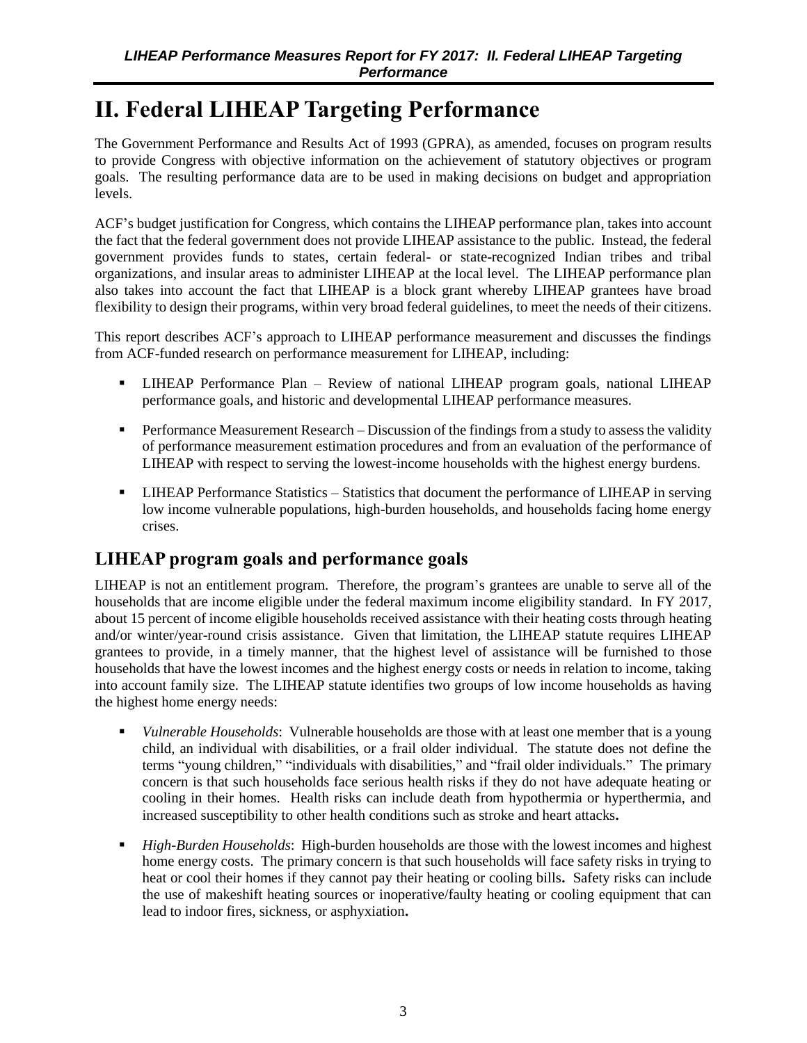# II. Federal LIHEAP Targeting Performance

The Government Performance and Results Act of 1993 (GPRA), as amended, focuses on program results to provide Congress with objective information on the achievement of statutory objectives or program goals. The resulting performance data are to be used in making decisions on budget and appropriation levels.

ACF's budget justification for Congress, which contains the LIHEAP performance plan, takes into account the fact that the federal government does not provide LIHEAP assistance to the public. Instead, the federal government provides funds to states, certain federal- or state-recognized Indian tribes and tribal organizations, and insular areas to administer LIHEAP at the local level. The LIHEAP performance plan also takes into account the fact that LIHEAP is a block grant whereby LIHEAP grantees have broad flexibility to design their programs, within very broad federal guidelines, to meet the needs of their citizens.

This report describes ACF's approach to LIHEAP performance measurement and discusses the findings from ACF-funded research on performance measurement for LIHEAP, including:

- LIHEAP Performance Plan – Review of national LIHEAP program goals, national LIHEAP performance goals, and historic and developmental LIHEAP performance measures.
- Performance Measurement Research – Discussion of the findings from a study to assess the validity of performance measurement estimation procedures and from an evaluation of the performance of LIHEAP with respect to serving the lowest-income households with the highest energy burdens.
- LIHEAP Performance Statistics – Statistics that document the performance of LIHEAP in serving low income vulnerable populations, high-burden households, and households facing home energy crises.

## LIHEAP program goals and performance goals

LIHEAP is not an entitlement program. Therefore, the program's grantees are unable to serve all of the households that are income eligible under the federal maximum income eligibility standard. In FY 2017, about 15 percent of income eligible households received assistance with their heating costs through heating and/or winter/year-round crisis assistance. Given that limitation, the LIHEAP statute requires LIHEAP grantees to provide, in a timely manner, that the highest level of assistance will be furnished to those households that have the lowest incomes and the highest energy costs or needs in relation to income, taking into account family size. The LIHEAP statute identifies two groups of low income households as having the highest home energy needs:

- *Vulnerable Households*: Vulnerable households are those with at least one member that is a young child, an individual with disabilities, or a frail older individual. The statute does not define the terms "young children," "individuals with disabilities," and "frail older individuals." The primary concern is that such households face serious health risks if they do not have adequate heating or cooling in their homes. Health risks can include death from hypothermia or hyperthermia, and increased susceptibility to other health conditions such as stroke and heart attacks**.**
- *High-Burden Households*: High-burden households are those with the lowest incomes and highest home energy costs. The primary concern is that such households will face safety risks in trying to heat or cool their homes if they cannot pay their heating or cooling bills**.** Safety risks can include the use of makeshift heating sources or inoperative/faulty heating or cooling equipment that can lead to indoor fires, sickness, or asphyxiation**.**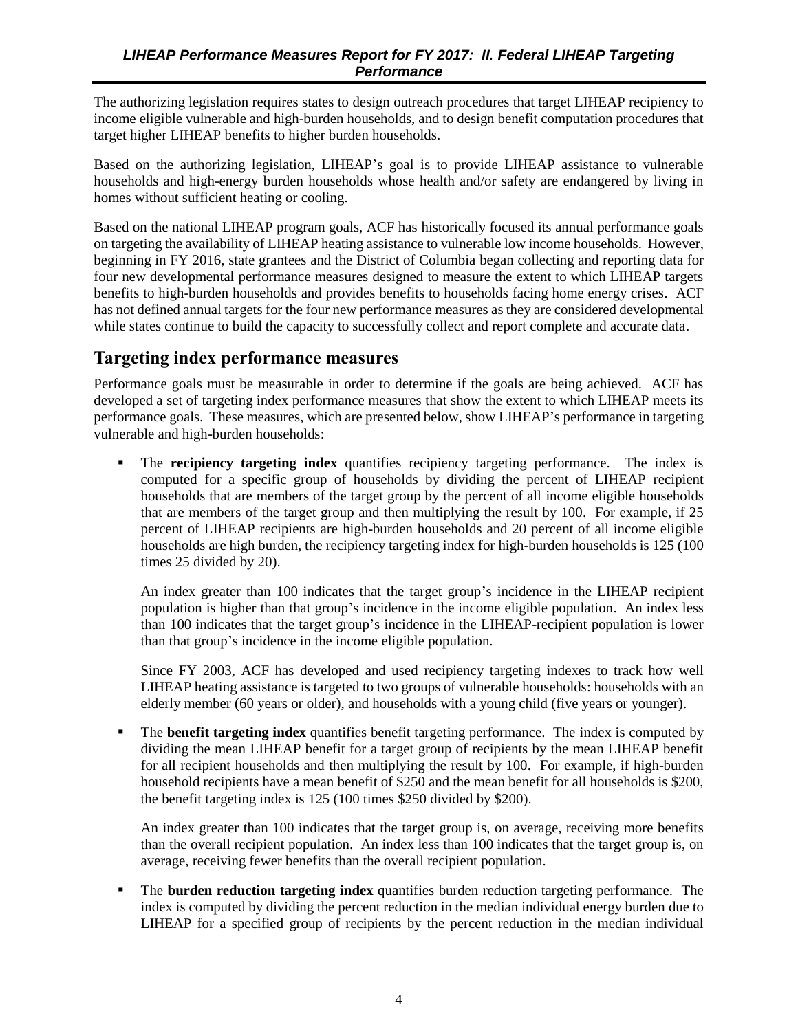The authorizing legislation requires states to design outreach procedures that target LIHEAP recipiency to income eligible vulnerable and high-burden households, and to design benefit computation procedures that target higher LIHEAP benefits to higher burden households.

Based on the authorizing legislation, LIHEAP's goal is to provide LIHEAP assistance to vulnerable households and high-energy burden households whose health and/or safety are endangered by living in homes without sufficient heating or cooling.

Based on the national LIHEAP program goals, ACF has historically focused its annual performance goals on targeting the availability of LIHEAP heating assistance to vulnerable low income households. However, beginning in FY 2016, state grantees and the District of Columbia began collecting and reporting data for four new developmental performance measures designed to measure the extent to which LIHEAP targets benefits to high-burden households and provides benefits to households facing home energy crises. ACF has not defined annual targets for the four new performance measures as they are considered developmental while states continue to build the capacity to successfully collect and report complete and accurate data.

## Targeting index performance measures

Performance goals must be measurable in order to determine if the goals are being achieved. ACF has developed a set of targeting index performance measures that show the extent to which LIHEAP meets its performance goals. These measures, which are presented below, show LIHEAP's performance in targeting vulnerable and high-burden households:

- The **recipiency targeting index** quantifies recipiency targeting performance. The index is computed for a specific group of households by dividing the percent of LIHEAP recipient households that are members of the target group by the percent of all income eligible households that are members of the target group and then multiplying the result by 100. For example, if 25 percent of LIHEAP recipients are high-burden households and 20 percent of all income eligible households are high burden, the recipiency targeting index for high-burden households is 125 (100 times 25 divided by 20).

  An index greater than 100 indicates that the target group's incidence in the LIHEAP recipient population is higher than that group's incidence in the income eligible population. An index less than 100 indicates that the target group's incidence in the LIHEAP-recipient population is lower than that group's incidence in the income eligible population.

  Since FY 2003, ACF has developed and used recipiency targeting indexes to track how well LIHEAP heating assistance is targeted to two groups of vulnerable households: households with an elderly member (60 years or older), and households with a young child (five years or younger).

- The **benefit targeting index** quantifies benefit targeting performance. The index is computed by dividing the mean LIHEAP benefit for a target group of recipients by the mean LIHEAP benefit for all recipient households and then multiplying the result by 100. For example, if high-burden household recipients have a mean benefit of $250 and the mean benefit for all households is $200, the benefit targeting index is 125 (100 times $250 divided by $200).

  An index greater than 100 indicates that the target group is, on average, receiving more benefits than the overall recipient population. An index less than 100 indicates that the target group is, on average, receiving fewer benefits than the overall recipient population.

- The **burden reduction targeting index** quantifies burden reduction targeting performance. The index is computed by dividing the percent reduction in the median individual energy burden due to LIHEAP for a specified group of recipients by the percent reduction in the median individual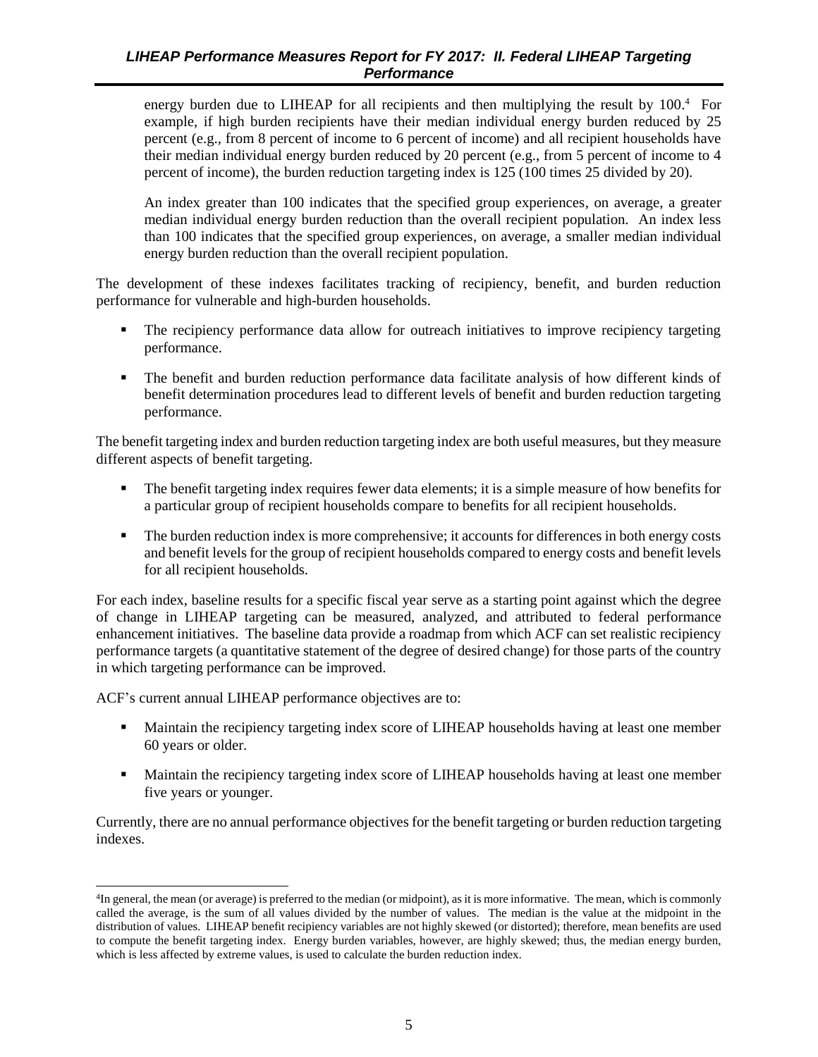energy burden due to LIHEAP for all recipients and then multiplying the result by 100.[4] For example, if high burden recipients have their median individual energy burden reduced by 25 percent (e.g., from 8 percent of income to 6 percent of income) and all recipient households have their median individual energy burden reduced by 20 percent (e.g., from 5 percent of income to 4 percent of income), the burden reduction targeting index is 125 (100 times 25 divided by 20).

An index greater than 100 indicates that the specified group experiences, on average, a greater median individual energy burden reduction than the overall recipient population. An index less than 100 indicates that the specified group experiences, on average, a smaller median individual energy burden reduction than the overall recipient population.

The development of these indexes facilitates tracking of recipiency, benefit, and burden reduction performance for vulnerable and high-burden households.

- The recipiency performance data allow for outreach initiatives to improve recipiency targeting performance.
- The benefit and burden reduction performance data facilitate analysis of how different kinds of benefit determination procedures lead to different levels of benefit and burden reduction targeting performance.

The benefit targeting index and burden reduction targeting index are both useful measures, but they measure different aspects of benefit targeting.

- The benefit targeting index requires fewer data elements; it is a simple measure of how benefits for a particular group of recipient households compare to benefits for all recipient households.
- The burden reduction index is more comprehensive; it accounts for differences in both energy costs and benefit levels for the group of recipient households compared to energy costs and benefit levels for all recipient households.

For each index, baseline results for a specific fiscal year serve as a starting point against which the degree of change in LIHEAP targeting can be measured, analyzed, and attributed to federal performance enhancement initiatives. The baseline data provide a roadmap from which ACF can set realistic recipiency performance targets (a quantitative statement of the degree of desired change) for those parts of the country in which targeting performance can be improved.

ACF's current annual LIHEAP performance objectives are to:

- Maintain the recipiency targeting index score of LIHEAP households having at least one member 60 years or older.
- Maintain the recipiency targeting index score of LIHEAP households having at least one member five years or younger.

Currently, there are no annual performance objectives for the benefit targeting or burden reduction targeting indexes.

[4]In general, the mean (or average) is preferred to the median (or midpoint), as it is more informative. The mean, which is commonly called the average, is the sum of all values divided by the number of values. The median is the value at the midpoint in the distribution of values. LIHEAP benefit recipiency variables are not highly skewed (or distorted); therefore, mean benefits are used to compute the benefit targeting index. Energy burden variables, however, are highly skewed; thus, the median energy burden, which is less affected by extreme values, is used to calculate the burden reduction index.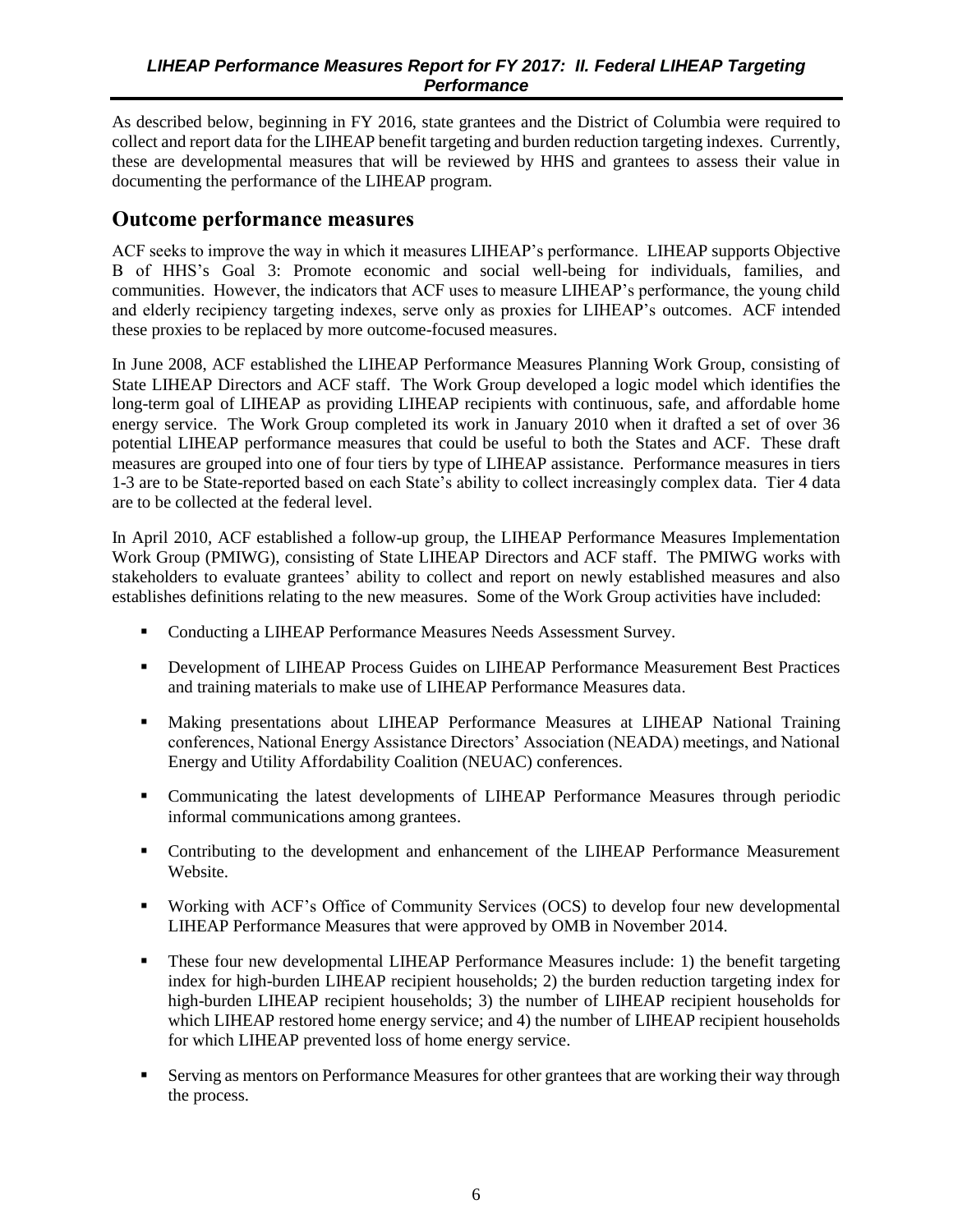As described below, beginning in FY 2016, state grantees and the District of Columbia were required to collect and report data for the LIHEAP benefit targeting and burden reduction targeting indexes. Currently, these are developmental measures that will be reviewed by HHS and grantees to assess their value in documenting the performance of the LIHEAP program.

## Outcome performance measures

ACF seeks to improve the way in which it measures LIHEAP's performance. LIHEAP supports Objective B of HHS's Goal 3: Promote economic and social well-being for individuals, families, and communities. However, the indicators that ACF uses to measure LIHEAP's performance, the young child and elderly recipiency targeting indexes, serve only as proxies for LIHEAP's outcomes. ACF intended these proxies to be replaced by more outcome-focused measures.

In June 2008, ACF established the LIHEAP Performance Measures Planning Work Group, consisting of State LIHEAP Directors and ACF staff. The Work Group developed a logic model which identifies the long-term goal of LIHEAP as providing LIHEAP recipients with continuous, safe, and affordable home energy service. The Work Group completed its work in January 2010 when it drafted a set of over 36 potential LIHEAP performance measures that could be useful to both the States and ACF. These draft measures are grouped into one of four tiers by type of LIHEAP assistance. Performance measures in tiers 1-3 are to be State-reported based on each State's ability to collect increasingly complex data. Tier 4 data are to be collected at the federal level.

In April 2010, ACF established a follow-up group, the LIHEAP Performance Measures Implementation Work Group (PMIWG), consisting of State LIHEAP Directors and ACF staff. The PMIWG works with stakeholders to evaluate grantees' ability to collect and report on newly established measures and also establishes definitions relating to the new measures. Some of the Work Group activities have included:

- Conducting a LIHEAP Performance Measures Needs Assessment Survey.
- Development of LIHEAP Process Guides on LIHEAP Performance Measurement Best Practices and training materials to make use of LIHEAP Performance Measures data.
- Making presentations about LIHEAP Performance Measures at LIHEAP National Training conferences, National Energy Assistance Directors' Association (NEADA) meetings, and National Energy and Utility Affordability Coalition (NEUAC) conferences.
- Communicating the latest developments of LIHEAP Performance Measures through periodic informal communications among grantees.
- Contributing to the development and enhancement of the LIHEAP Performance Measurement Website.
- Working with ACF's Office of Community Services (OCS) to develop four new developmental LIHEAP Performance Measures that were approved by OMB in November 2014.
- These four new developmental LIHEAP Performance Measures include: 1) the benefit targeting index for high-burden LIHEAP recipient households; 2) the burden reduction targeting index for high-burden LIHEAP recipient households; 3) the number of LIHEAP recipient households for which LIHEAP restored home energy service; and 4) the number of LIHEAP recipient households for which LIHEAP prevented loss of home energy service.
- Serving as mentors on Performance Measures for other grantees that are working their way through the process.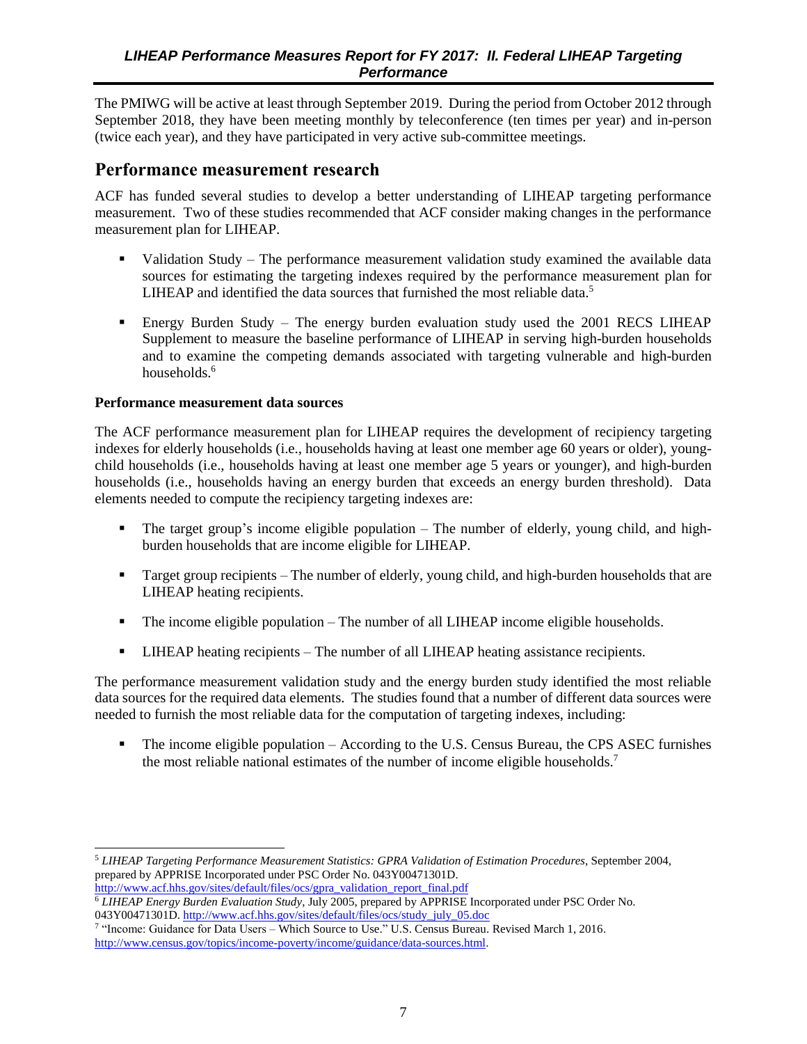The PMIWG will be active at least through September 2019. During the period from October 2012 through September 2018, they have been meeting monthly by teleconference (ten times per year) and in-person (twice each year), and they have participated in very active sub-committee meetings.

## Performance measurement research

ACF has funded several studies to develop a better understanding of LIHEAP targeting performance measurement. Two of these studies recommended that ACF consider making changes in the performance measurement plan for LIHEAP.

- Validation Study – The performance measurement validation study examined the available data sources for estimating the targeting indexes required by the performance measurement plan for LIHEAP and identified the data sources that furnished the most reliable data.[5]
- Energy Burden Study – The energy burden evaluation study used the 2001 RECS LIHEAP Supplement to measure the baseline performance of LIHEAP in serving high-burden households and to examine the competing demands associated with targeting vulnerable and high-burden households.[6]

**Performance measurement data sources**

The ACF performance measurement plan for LIHEAP requires the development of recipiency targeting indexes for elderly households (i.e., households having at least one member age 60 years or older), young-child households (i.e., households having at least one member age 5 years or younger), and high-burden households (i.e., households having an energy burden that exceeds an energy burden threshold). Data elements needed to compute the recipiency targeting indexes are:

- The target group's income eligible population – The number of elderly, young child, and high-burden households that are income eligible for LIHEAP.
- Target group recipients – The number of elderly, young child, and high-burden households that are LIHEAP heating recipients.
- The income eligible population – The number of all LIHEAP income eligible households.
- LIHEAP heating recipients – The number of all LIHEAP heating assistance recipients.

The performance measurement validation study and the energy burden study identified the most reliable data sources for the required data elements. The studies found that a number of different data sources were needed to furnish the most reliable data for the computation of targeting indexes, including:

- The income eligible population – According to the U.S. Census Bureau, the CPS ASEC furnishes the most reliable national estimates of the number of income eligible households.[7]

---

[5] *LIHEAP Targeting Performance Measurement Statistics: GPRA Validation of Estimation Procedures*, September 2004, prepared by APPRISE Incorporated under PSC Order No. 043Y00471301D. http://www.acf.hhs.gov/sites/default/files/ocs/gpra_validation_report_final.pdf

[6] *LIHEAP Energy Burden Evaluation Study*, July 2005, prepared by APPRISE Incorporated under PSC Order No. 043Y00471301D. http://www.acf.hhs.gov/sites/default/files/ocs/study_july_05.doc

[7] "Income: Guidance for Data Users – Which Source to Use." U.S. Census Bureau. Revised March 1, 2016. http://www.census.gov/topics/income-poverty/income/guidance/data-sources.html.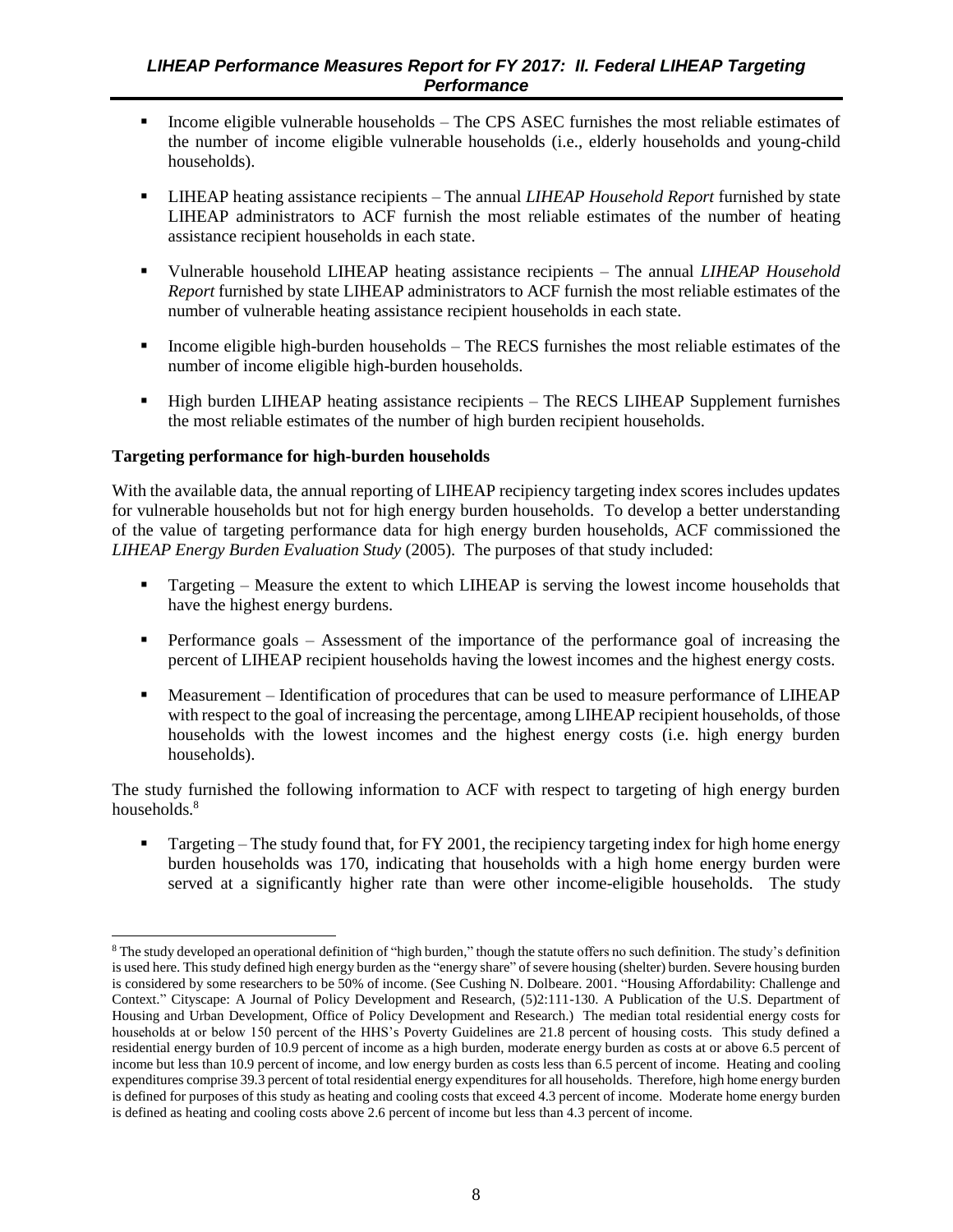- Income eligible vulnerable households – The CPS ASEC furnishes the most reliable estimates of the number of income eligible vulnerable households (i.e., elderly households and young-child households).

- LIHEAP heating assistance recipients – The annual *LIHEAP Household Report* furnished by state LIHEAP administrators to ACF furnish the most reliable estimates of the number of heating assistance recipient households in each state.

- Vulnerable household LIHEAP heating assistance recipients – The annual *LIHEAP Household Report* furnished by state LIHEAP administrators to ACF furnish the most reliable estimates of the number of vulnerable heating assistance recipient households in each state.

- Income eligible high-burden households – The RECS furnishes the most reliable estimates of the number of income eligible high-burden households.

- High burden LIHEAP heating assistance recipients – The RECS LIHEAP Supplement furnishes the most reliable estimates of the number of high burden recipient households.

**Targeting performance for high-burden households**

With the available data, the annual reporting of LIHEAP recipiency targeting index scores includes updates for vulnerable households but not for high energy burden households. To develop a better understanding of the value of targeting performance data for high energy burden households, ACF commissioned the *LIHEAP Energy Burden Evaluation Study* (2005). The purposes of that study included:

- Targeting – Measure the extent to which LIHEAP is serving the lowest income households that have the highest energy burdens.

- Performance goals – Assessment of the importance of the performance goal of increasing the percent of LIHEAP recipient households having the lowest incomes and the highest energy costs.

- Measurement – Identification of procedures that can be used to measure performance of LIHEAP with respect to the goal of increasing the percentage, among LIHEAP recipient households, of those households with the lowest incomes and the highest energy costs (i.e. high energy burden households).

The study furnished the following information to ACF with respect to targeting of high energy burden households.[8]

- Targeting – The study found that, for FY 2001, the recipiency targeting index for high home energy burden households was 170, indicating that households with a high home energy burden were served at a significantly higher rate than were other income-eligible households. The study

[8] The study developed an operational definition of "high burden," though the statute offers no such definition. The study's definition is used here. This study defined high energy burden as the "energy share" of severe housing (shelter) burden. Severe housing burden is considered by some researchers to be 50% of income. (See Cushing N. Dolbeare. 2001. "Housing Affordability: Challenge and Context." Cityscape: A Journal of Policy Development and Research, (5)2:111-130. A Publication of the U.S. Department of Housing and Urban Development, Office of Policy Development and Research.) The median total residential energy costs for households at or below 150 percent of the HHS's Poverty Guidelines are 21.8 percent of housing costs. This study defined a residential energy burden of 10.9 percent of income as a high burden, moderate energy burden as costs at or above 6.5 percent of income but less than 10.9 percent of income, and low energy burden as costs less than 6.5 percent of income. Heating and cooling expenditures comprise 39.3 percent of total residential energy expenditures for all households. Therefore, high home energy burden is defined for purposes of this study as heating and cooling costs that exceed 4.3 percent of income. Moderate home energy burden is defined as heating and cooling costs above 2.6 percent of income but less than 4.3 percent of income.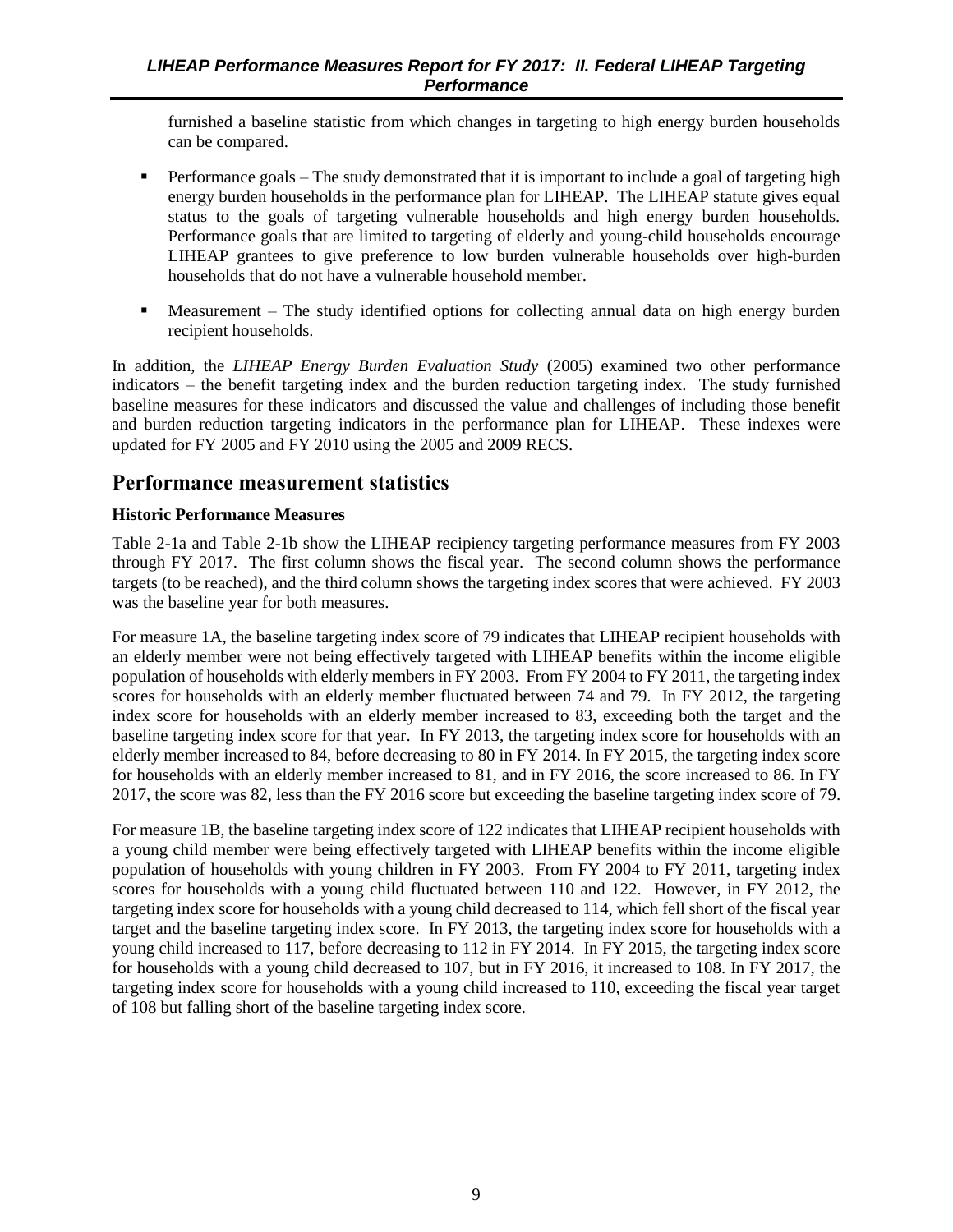furnished a baseline statistic from which changes in targeting to high energy burden households can be compared.

- Performance goals – The study demonstrated that it is important to include a goal of targeting high energy burden households in the performance plan for LIHEAP. The LIHEAP statute gives equal status to the goals of targeting vulnerable households and high energy burden households. Performance goals that are limited to targeting of elderly and young-child households encourage LIHEAP grantees to give preference to low burden vulnerable households over high-burden households that do not have a vulnerable household member.
- Measurement – The study identified options for collecting annual data on high energy burden recipient households.

In addition, the *LIHEAP Energy Burden Evaluation Study* (2005) examined two other performance indicators – the benefit targeting index and the burden reduction targeting index. The study furnished baseline measures for these indicators and discussed the value and challenges of including those benefit and burden reduction targeting indicators in the performance plan for LIHEAP. These indexes were updated for FY 2005 and FY 2010 using the 2005 and 2009 RECS.

## Performance measurement statistics

### Historic Performance Measures

Table 2-1a and Table 2-1b show the LIHEAP recipiency targeting performance measures from FY 2003 through FY 2017. The first column shows the fiscal year. The second column shows the performance targets (to be reached), and the third column shows the targeting index scores that were achieved. FY 2003 was the baseline year for both measures.

For measure 1A, the baseline targeting index score of 79 indicates that LIHEAP recipient households with an elderly member were not being effectively targeted with LIHEAP benefits within the income eligible population of households with elderly members in FY 2003. From FY 2004 to FY 2011, the targeting index scores for households with an elderly member fluctuated between 74 and 79. In FY 2012, the targeting index score for households with an elderly member increased to 83, exceeding both the target and the baseline targeting index score for that year. In FY 2013, the targeting index score for households with an elderly member increased to 84, before decreasing to 80 in FY 2014. In FY 2015, the targeting index score for households with an elderly member increased to 81, and in FY 2016, the score increased to 86. In FY 2017, the score was 82, less than the FY 2016 score but exceeding the baseline targeting index score of 79.

For measure 1B, the baseline targeting index score of 122 indicates that LIHEAP recipient households with a young child member were being effectively targeted with LIHEAP benefits within the income eligible population of households with young children in FY 2003. From FY 2004 to FY 2011, targeting index scores for households with a young child fluctuated between 110 and 122. However, in FY 2012, the targeting index score for households with a young child decreased to 114, which fell short of the fiscal year target and the baseline targeting index score. In FY 2013, the targeting index score for households with a young child increased to 117, before decreasing to 112 in FY 2014. In FY 2015, the targeting index score for households with a young child decreased to 107, but in FY 2016, it increased to 108. In FY 2017, the targeting index score for households with a young child increased to 110, exceeding the fiscal year target of 108 but falling short of the baseline targeting index score.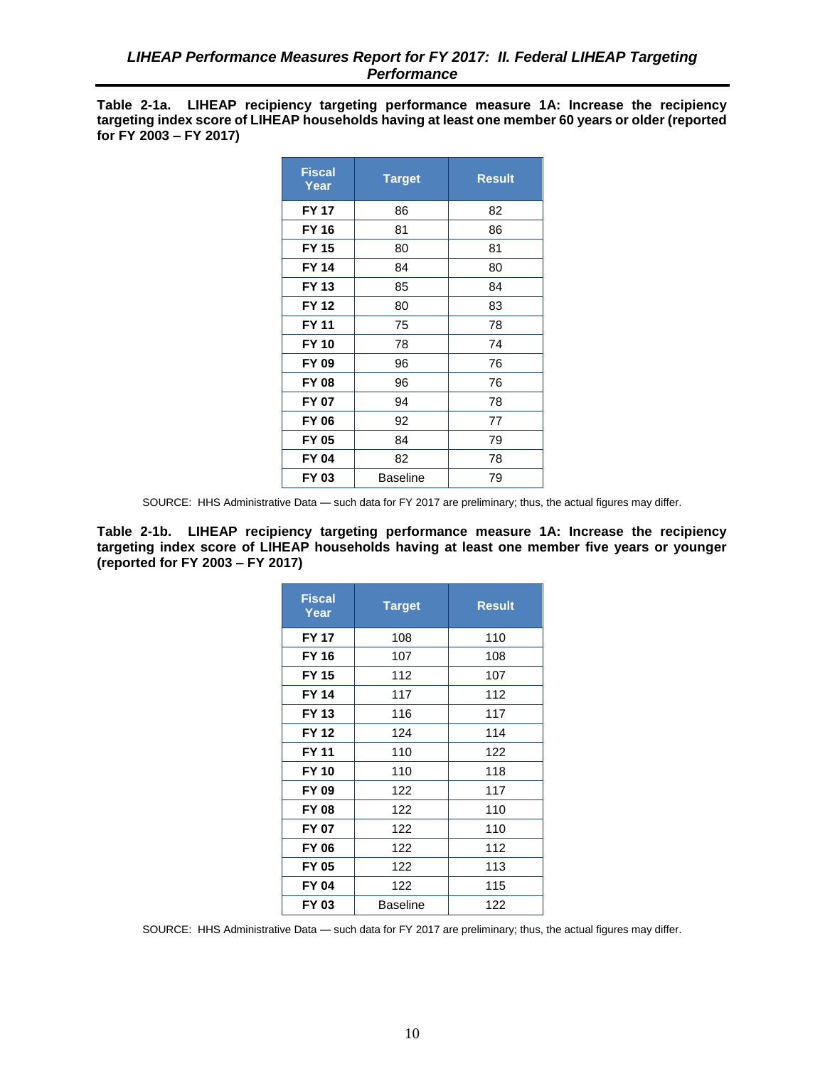**Table 2-1a. LIHEAP recipiency targeting performance measure 1A: Increase the recipiency targeting index score of LIHEAP households having at least one member 60 years or older (reported for FY 2003 – FY 2017)**

| Fiscal Year | Target | Result |
|---|---|---|
| **FY 17** | 86 | 82 |
| **FY 16** | 81 | 86 |
| **FY 15** | 80 | 81 |
| **FY 14** | 84 | 80 |
| **FY 13** | 85 | 84 |
| **FY 12** | 80 | 83 |
| **FY 11** | 75 | 78 |
| **FY 10** | 78 | 74 |
| **FY 09** | 96 | 76 |
| **FY 08** | 96 | 76 |
| **FY 07** | 94 | 78 |
| **FY 06** | 92 | 77 |
| **FY 05** | 84 | 79 |
| **FY 04** | 82 | 78 |
| **FY 03** | Baseline | 79 |

SOURCE: HHS Administrative Data — such data for FY 2017 are preliminary; thus, the actual figures may differ.

**Table 2-1b. LIHEAP recipiency targeting performance measure 1A: Increase the recipiency targeting index score of LIHEAP households having at least one member five years or younger (reported for FY 2003 – FY 2017)**

| Fiscal Year | Target | Result |
|---|---|---|
| **FY 17** | 108 | 110 |
| **FY 16** | 107 | 108 |
| **FY 15** | 112 | 107 |
| **FY 14** | 117 | 112 |
| **FY 13** | 116 | 117 |
| **FY 12** | 124 | 114 |
| **FY 11** | 110 | 122 |
| **FY 10** | 110 | 118 |
| **FY 09** | 122 | 117 |
| **FY 08** | 122 | 110 |
| **FY 07** | 122 | 110 |
| **FY 06** | 122 | 112 |
| **FY 05** | 122 | 113 |
| **FY 04** | 122 | 115 |
| **FY 03** | Baseline | 122 |

SOURCE: HHS Administrative Data — such data for FY 2017 are preliminary; thus, the actual figures may differ.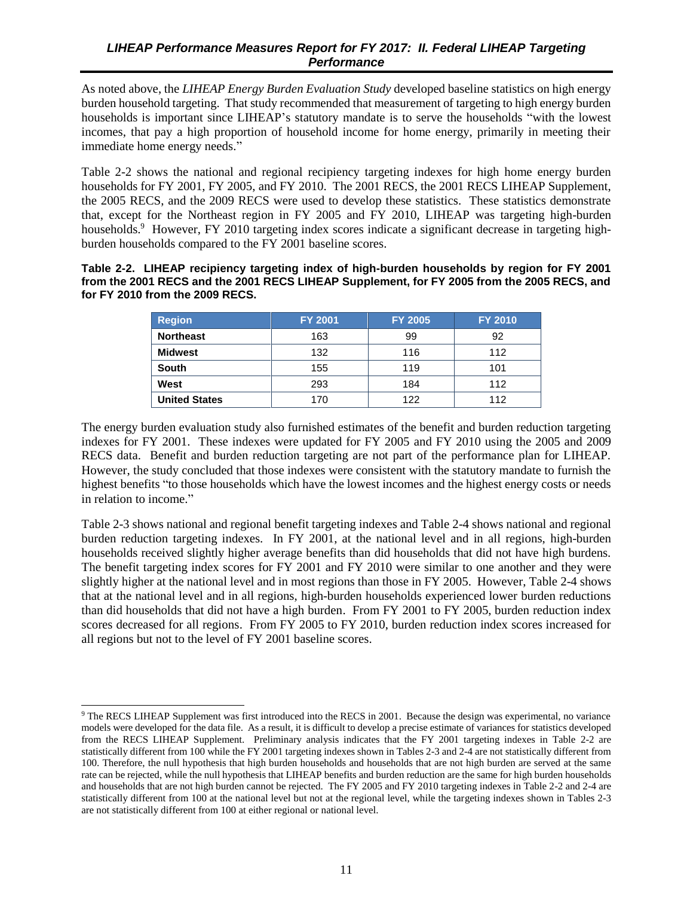As noted above, the *LIHEAP Energy Burden Evaluation Study* developed baseline statistics on high energy burden household targeting. That study recommended that measurement of targeting to high energy burden households is important since LIHEAP's statutory mandate is to serve the households "with the lowest incomes, that pay a high proportion of household income for home energy, primarily in meeting their immediate home energy needs."

Table 2-2 shows the national and regional recipiency targeting indexes for high home energy burden households for FY 2001, FY 2005, and FY 2010. The 2001 RECS, the 2001 RECS LIHEAP Supplement, the 2005 RECS, and the 2009 RECS were used to develop these statistics. These statistics demonstrate that, except for the Northeast region in FY 2005 and FY 2010, LIHEAP was targeting high-burden households.[9] However, FY 2010 targeting index scores indicate a significant decrease in targeting high-burden households compared to the FY 2001 baseline scores.

**Table 2-2. LIHEAP recipiency targeting index of high-burden households by region for FY 2001 from the 2001 RECS and the 2001 RECS LIHEAP Supplement, for FY 2005 from the 2005 RECS, and for FY 2010 from the 2009 RECS.**

| Region | FY 2001 | FY 2005 | FY 2010 |
|---|---|---|---|
| **Northeast** | 163 | 99 | 92 |
| **Midwest** | 132 | 116 | 112 |
| **South** | 155 | 119 | 101 |
| **West** | 293 | 184 | 112 |
| **United States** | 170 | 122 | 112 |

The energy burden evaluation study also furnished estimates of the benefit and burden reduction targeting indexes for FY 2001. These indexes were updated for FY 2005 and FY 2010 using the 2005 and 2009 RECS data. Benefit and burden reduction targeting are not part of the performance plan for LIHEAP. However, the study concluded that those indexes were consistent with the statutory mandate to furnish the highest benefits "to those households which have the lowest incomes and the highest energy costs or needs in relation to income."

Table 2-3 shows national and regional benefit targeting indexes and Table 2-4 shows national and regional burden reduction targeting indexes. In FY 2001, at the national level and in all regions, high-burden households received slightly higher average benefits than did households that did not have high burdens. The benefit targeting index scores for FY 2001 and FY 2010 were similar to one another and they were slightly higher at the national level and in most regions than those in FY 2005. However, Table 2-4 shows that at the national level and in all regions, high-burden households experienced lower burden reductions than did households that did not have a high burden. From FY 2001 to FY 2005, burden reduction index scores decreased for all regions. From FY 2005 to FY 2010, burden reduction index scores increased for all regions but not to the level of FY 2001 baseline scores.

[9] The RECS LIHEAP Supplement was first introduced into the RECS in 2001. Because the design was experimental, no variance models were developed for the data file. As a result, it is difficult to develop a precise estimate of variances for statistics developed from the RECS LIHEAP Supplement. Preliminary analysis indicates that the FY 2001 targeting indexes in Table 2-2 are statistically different from 100 while the FY 2001 targeting indexes shown in Tables 2-3 and 2-4 are not statistically different from 100. Therefore, the null hypothesis that high burden households and households that are not high burden are served at the same rate can be rejected, while the null hypothesis that LIHEAP benefits and burden reduction are the same for high burden households and households that are not high burden cannot be rejected. The FY 2005 and FY 2010 targeting indexes in Table 2-2 and 2-4 are statistically different from 100 at the national level but not at the regional level, while the targeting indexes shown in Tables 2-3 are not statistically different from 100 at either regional or national level.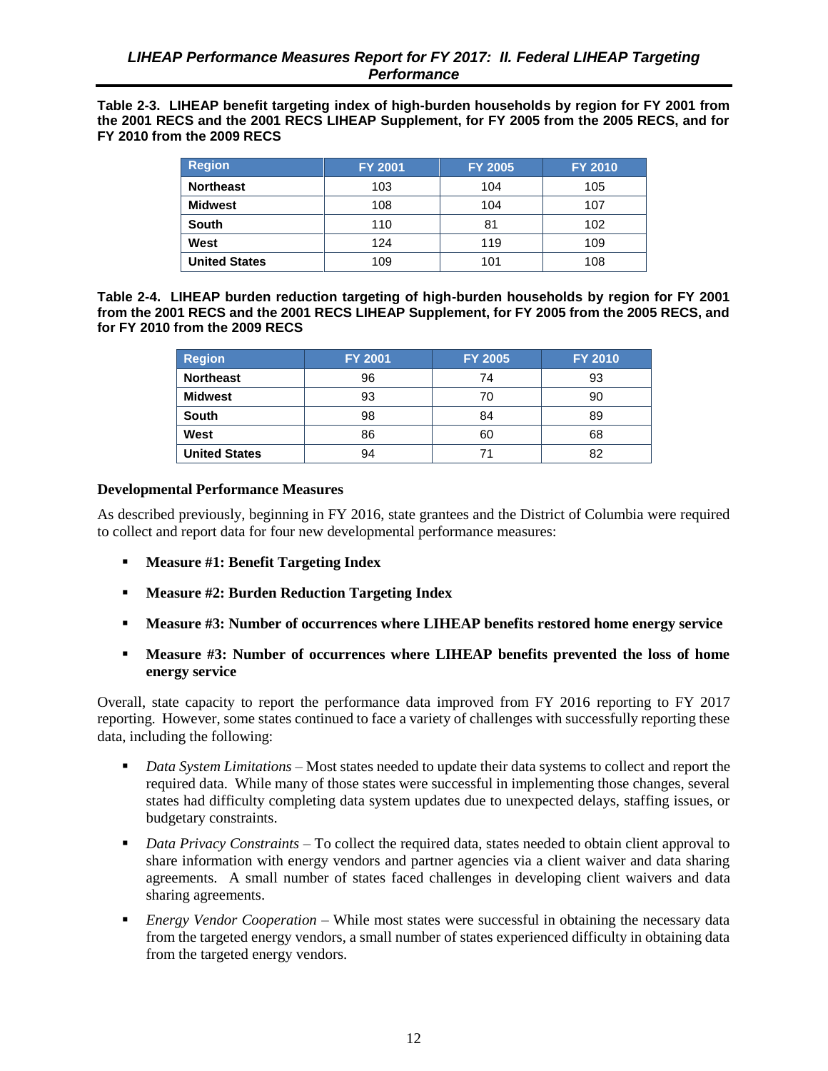**Table 2-3. LIHEAP benefit targeting index of high-burden households by region for FY 2001 from the 2001 RECS and the 2001 RECS LIHEAP Supplement, for FY 2005 from the 2005 RECS, and for FY 2010 from the 2009 RECS**

| Region | FY 2001 | FY 2005 | FY 2010 |
|---|---|---|---|
| **Northeast** | 103 | 104 | 105 |
| **Midwest** | 108 | 104 | 107 |
| **South** | 110 | 81 | 102 |
| **West** | 124 | 119 | 109 |
| **United States** | 109 | 101 | 108 |

**Table 2-4. LIHEAP burden reduction targeting of high-burden households by region for FY 2001 from the 2001 RECS and the 2001 RECS LIHEAP Supplement, for FY 2005 from the 2005 RECS, and for FY 2010 from the 2009 RECS**

| Region | FY 2001 | FY 2005 | FY 2010 |
|---|---|---|---|
| **Northeast** | 96 | 74 | 93 |
| **Midwest** | 93 | 70 | 90 |
| **South** | 98 | 84 | 89 |
| **West** | 86 | 60 | 68 |
| **United States** | 94 | 71 | 82 |

**Developmental Performance Measures**

As described previously, beginning in FY 2016, state grantees and the District of Columbia were required to collect and report data for four new developmental performance measures:

- **Measure #1: Benefit Targeting Index**
- **Measure #2: Burden Reduction Targeting Index**
- **Measure #3: Number of occurrences where LIHEAP benefits restored home energy service**
- **Measure #3: Number of occurrences where LIHEAP benefits prevented the loss of home energy service**

Overall, state capacity to report the performance data improved from FY 2016 reporting to FY 2017 reporting. However, some states continued to face a variety of challenges with successfully reporting these data, including the following:

- *Data System Limitations* – Most states needed to update their data systems to collect and report the required data. While many of those states were successful in implementing those changes, several states had difficulty completing data system updates due to unexpected delays, staffing issues, or budgetary constraints.
- *Data Privacy Constraints* – To collect the required data, states needed to obtain client approval to share information with energy vendors and partner agencies via a client waiver and data sharing agreements. A small number of states faced challenges in developing client waivers and data sharing agreements.
- *Energy Vendor Cooperation* – While most states were successful in obtaining the necessary data from the targeted energy vendors, a small number of states experienced difficulty in obtaining data from the targeted energy vendors.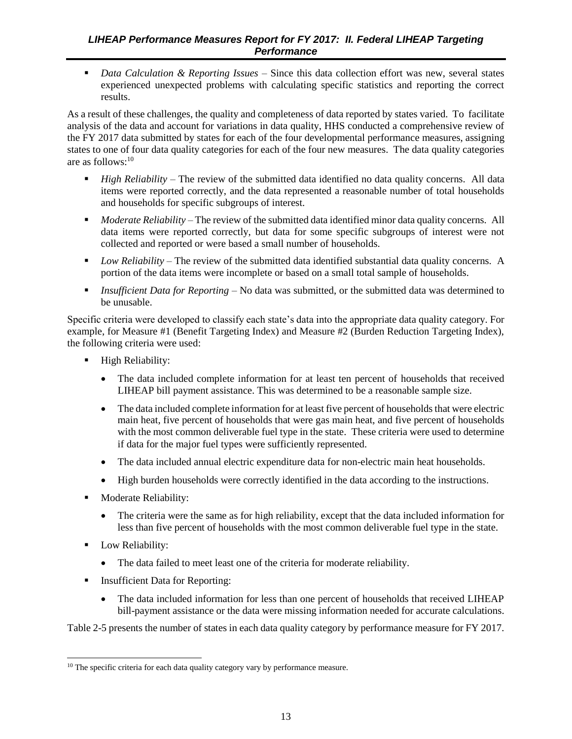- *Data Calculation & Reporting Issues* – Since this data collection effort was new, several states experienced unexpected problems with calculating specific statistics and reporting the correct results.

As a result of these challenges, the quality and completeness of data reported by states varied. To facilitate analysis of the data and account for variations in data quality, HHS conducted a comprehensive review of the FY 2017 data submitted by states for each of the four developmental performance measures, assigning states to one of four data quality categories for each of the four new measures. The data quality categories are as follows:[10]

- *High Reliability* – The review of the submitted data identified no data quality concerns. All data items were reported correctly, and the data represented a reasonable number of total households and households for specific subgroups of interest.
- *Moderate Reliability* – The review of the submitted data identified minor data quality concerns. All data items were reported correctly, but data for some specific subgroups of interest were not collected and reported or were based a small number of households.
- *Low Reliability* – The review of the submitted data identified substantial data quality concerns. A portion of the data items were incomplete or based on a small total sample of households.
- *Insufficient Data for Reporting* – No data was submitted, or the submitted data was determined to be unusable.

Specific criteria were developed to classify each state's data into the appropriate data quality category. For example, for Measure #1 (Benefit Targeting Index) and Measure #2 (Burden Reduction Targeting Index), the following criteria were used:

- High Reliability:
  - The data included complete information for at least ten percent of households that received LIHEAP bill payment assistance. This was determined to be a reasonable sample size.
  - The data included complete information for at least five percent of households that were electric main heat, five percent of households that were gas main heat, and five percent of households with the most common deliverable fuel type in the state. These criteria were used to determine if data for the major fuel types were sufficiently represented.
  - The data included annual electric expenditure data for non-electric main heat households.
  - High burden households were correctly identified in the data according to the instructions.
- Moderate Reliability:
  - The criteria were the same as for high reliability, except that the data included information for less than five percent of households with the most common deliverable fuel type in the state.
- Low Reliability:
  - The data failed to meet least one of the criteria for moderate reliability.
- Insufficient Data for Reporting:
  - The data included information for less than one percent of households that received LIHEAP bill-payment assistance or the data were missing information needed for accurate calculations.

Table 2-5 presents the number of states in each data quality category by performance measure for FY 2017.

[10] The specific criteria for each data quality category vary by performance measure.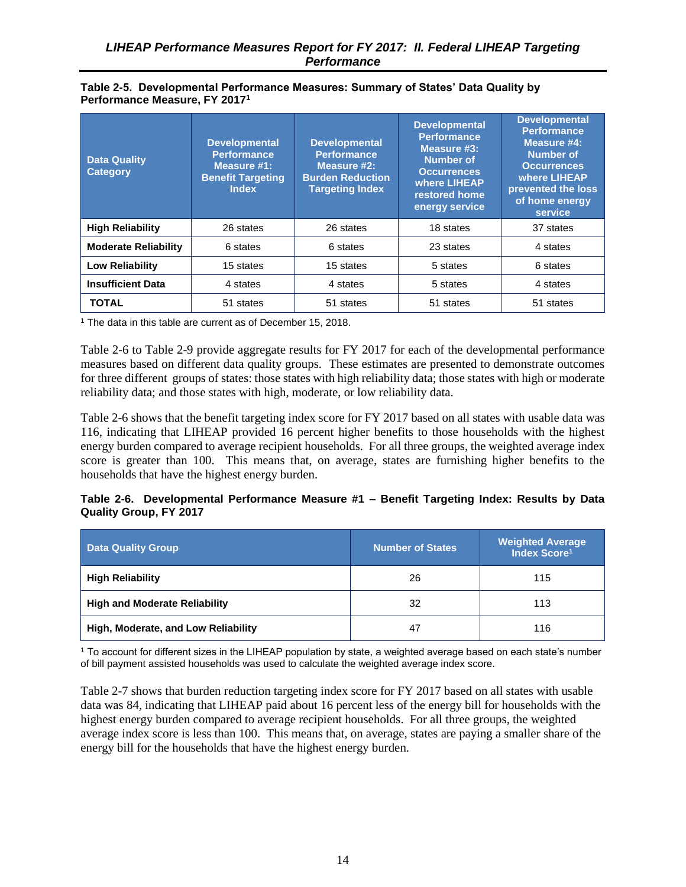**Table 2-5. Developmental Performance Measures: Summary of States' Data Quality by Performance Measure, FY 2017[1]**

| Data Quality Category | Developmental Performance Measure #1: Benefit Targeting Index | Developmental Performance Measure #2: Burden Reduction Targeting Index | Developmental Performance Measure #3: Number of Occurrences where LIHEAP restored home energy service | Developmental Performance Measure #4: Number of Occurrences where LIHEAP prevented the loss of home energy service |
|---|---|---|---|---|
| **High Reliability** | 26 states | 26 states | 18 states | 37 states |
| **Moderate Reliability** | 6 states | 6 states | 23 states | 4 states |
| **Low Reliability** | 15 states | 15 states | 5 states | 6 states |
| **Insufficient Data** | 4 states | 4 states | 5 states | 4 states |
| **TOTAL** | 51 states | 51 states | 51 states | 51 states |

[1] The data in this table are current as of December 15, 2018.

Table 2-6 to Table 2-9 provide aggregate results for FY 2017 for each of the developmental performance measures based on different data quality groups. These estimates are presented to demonstrate outcomes for three different groups of states: those states with high reliability data; those states with high or moderate reliability data; and those states with high, moderate, or low reliability data.

Table 2-6 shows that the benefit targeting index score for FY 2017 based on all states with usable data was 116, indicating that LIHEAP provided 16 percent higher benefits to those households with the highest energy burden compared to average recipient households. For all three groups, the weighted average index score is greater than 100. This means that, on average, states are furnishing higher benefits to the households that have the highest energy burden.

**Table 2-6. Developmental Performance Measure #1 – Benefit Targeting Index: Results by Data Quality Group, FY 2017**

| Data Quality Group | Number of States | Weighted Average Index Score[1] |
|---|---|---|
| **High Reliability** | 26 | 115 |
| **High and Moderate Reliability** | 32 | 113 |
| **High, Moderate, and Low Reliability** | 47 | 116 |

[1] To account for different sizes in the LIHEAP population by state, a weighted average based on each state's number of bill payment assisted households was used to calculate the weighted average index score.

Table 2-7 shows that burden reduction targeting index score for FY 2017 based on all states with usable data was 84, indicating that LIHEAP paid about 16 percent less of the energy bill for households with the highest energy burden compared to average recipient households. For all three groups, the weighted average index score is less than 100. This means that, on average, states are paying a smaller share of the energy bill for the households that have the highest energy burden.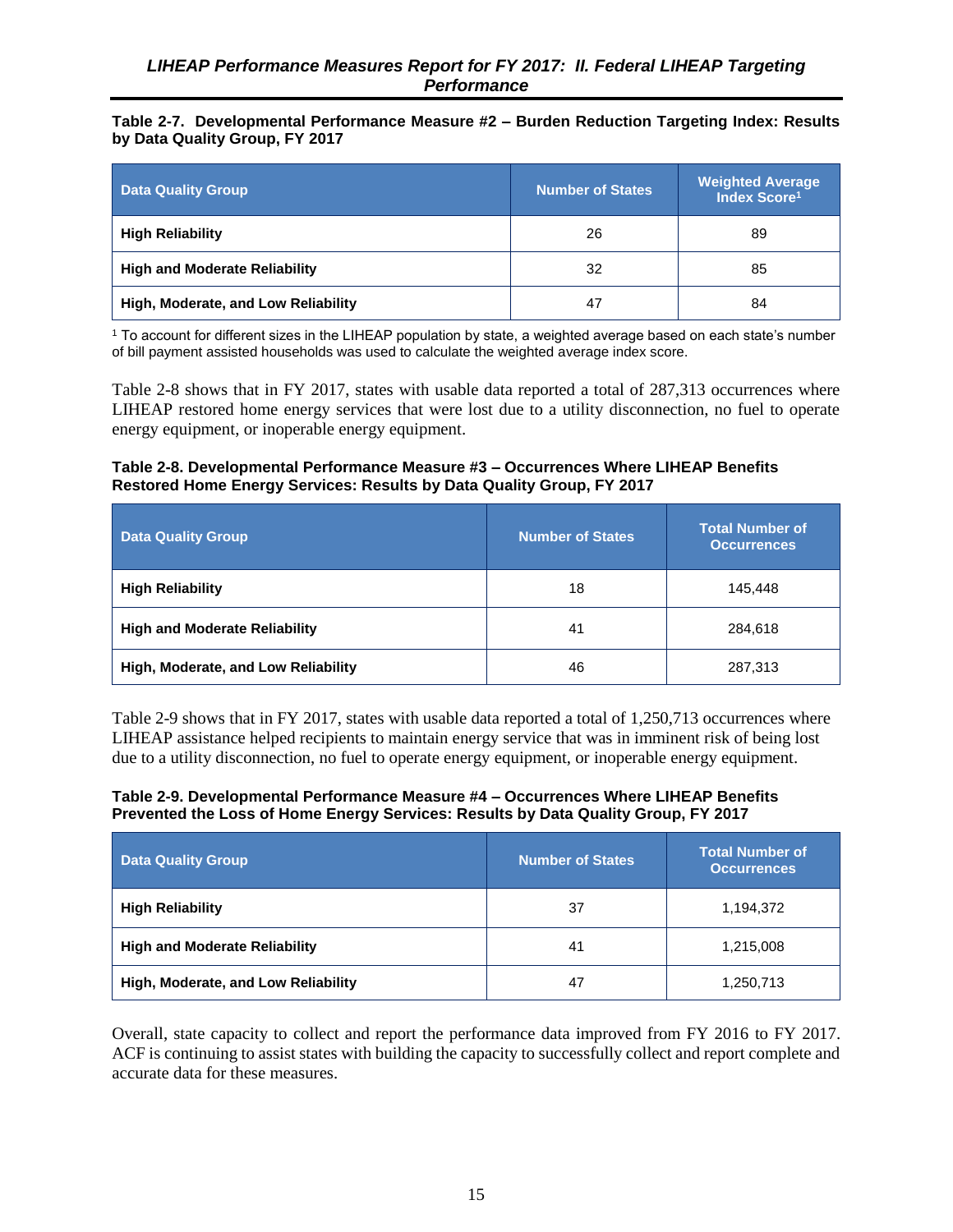**Table 2-7. Developmental Performance Measure #2 – Burden Reduction Targeting Index: Results by Data Quality Group, FY 2017**

| Data Quality Group | Number of States | Weighted Average Index Score[1] |
|---|---|---|
| **High Reliability** | 26 | 89 |
| **High and Moderate Reliability** | 32 | 85 |
| **High, Moderate, and Low Reliability** | 47 | 84 |

[1] To account for different sizes in the LIHEAP population by state, a weighted average based on each state's number of bill payment assisted households was used to calculate the weighted average index score.

Table 2-8 shows that in FY 2017, states with usable data reported a total of 287,313 occurrences where LIHEAP restored home energy services that were lost due to a utility disconnection, no fuel to operate energy equipment, or inoperable energy equipment.

**Table 2-8. Developmental Performance Measure #3 – Occurrences Where LIHEAP Benefits Restored Home Energy Services: Results by Data Quality Group, FY 2017**

| Data Quality Group | Number of States | Total Number of Occurrences |
|---|---|---|
| **High Reliability** | 18 | 145,448 |
| **High and Moderate Reliability** | 41 | 284,618 |
| **High, Moderate, and Low Reliability** | 46 | 287,313 |

Table 2-9 shows that in FY 2017, states with usable data reported a total of 1,250,713 occurrences where LIHEAP assistance helped recipients to maintain energy service that was in imminent risk of being lost due to a utility disconnection, no fuel to operate energy equipment, or inoperable energy equipment.

**Table 2-9. Developmental Performance Measure #4 – Occurrences Where LIHEAP Benefits Prevented the Loss of Home Energy Services: Results by Data Quality Group, FY 2017**

| Data Quality Group | Number of States | Total Number of Occurrences |
|---|---|---|
| **High Reliability** | 37 | 1,194,372 |
| **High and Moderate Reliability** | 41 | 1,215,008 |
| **High, Moderate, and Low Reliability** | 47 | 1,250,713 |

Overall, state capacity to collect and report the performance data improved from FY 2016 to FY 2017. ACF is continuing to assist states with building the capacity to successfully collect and report complete and accurate data for these measures.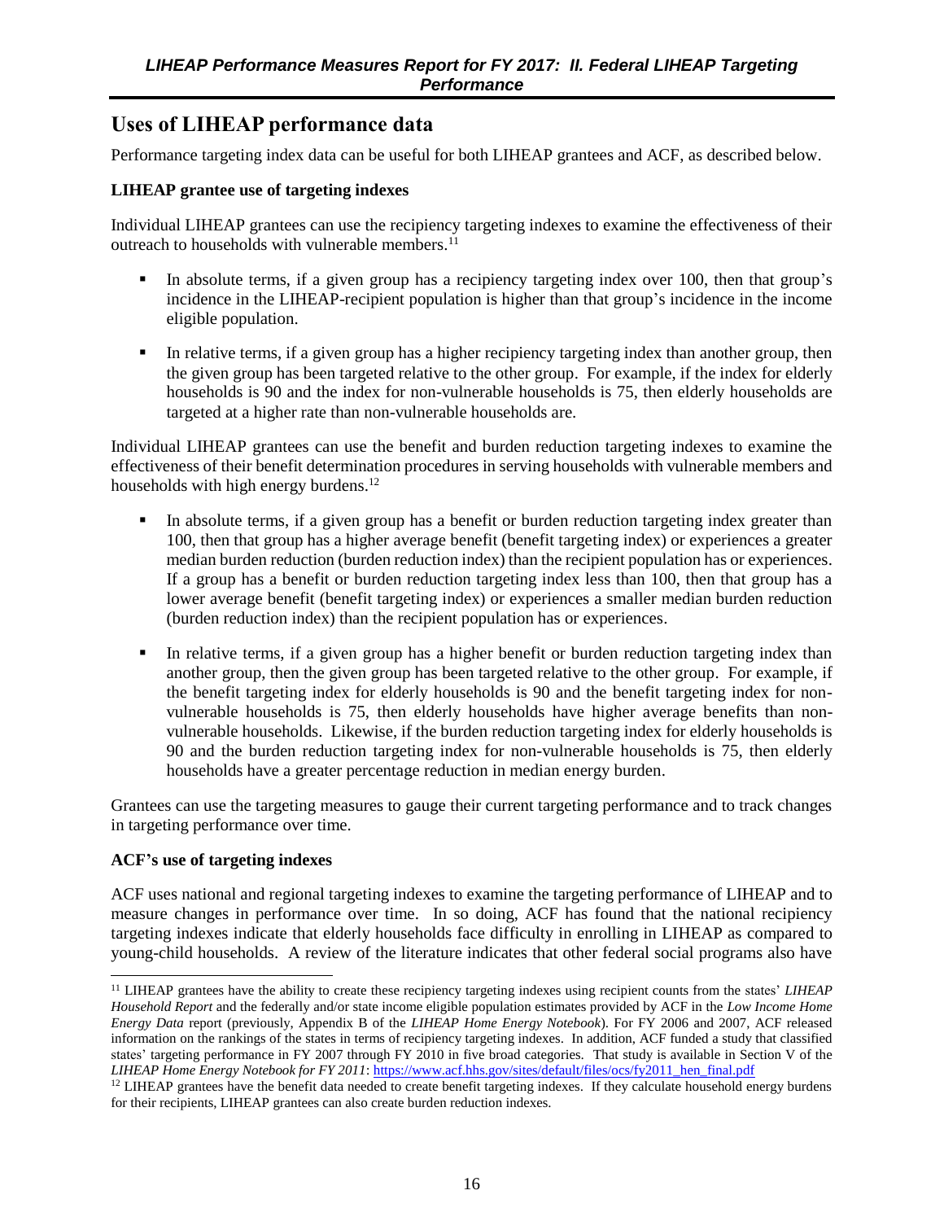## Uses of LIHEAP performance data

Performance targeting index data can be useful for both LIHEAP grantees and ACF, as described below.

**LIHEAP grantee use of targeting indexes**

Individual LIHEAP grantees can use the recipiency targeting indexes to examine the effectiveness of their outreach to households with vulnerable members.[11]

- In absolute terms, if a given group has a recipiency targeting index over 100, then that group's incidence in the LIHEAP-recipient population is higher than that group's incidence in the income eligible population.
- In relative terms, if a given group has a higher recipiency targeting index than another group, then the given group has been targeted relative to the other group. For example, if the index for elderly households is 90 and the index for non-vulnerable households is 75, then elderly households are targeted at a higher rate than non-vulnerable households are.

Individual LIHEAP grantees can use the benefit and burden reduction targeting indexes to examine the effectiveness of their benefit determination procedures in serving households with vulnerable members and households with high energy burdens.[12]

- In absolute terms, if a given group has a benefit or burden reduction targeting index greater than 100, then that group has a higher average benefit (benefit targeting index) or experiences a greater median burden reduction (burden reduction index) than the recipient population has or experiences. If a group has a benefit or burden reduction targeting index less than 100, then that group has a lower average benefit (benefit targeting index) or experiences a smaller median burden reduction (burden reduction index) than the recipient population has or experiences.
- In relative terms, if a given group has a higher benefit or burden reduction targeting index than another group, then the given group has been targeted relative to the other group. For example, if the benefit targeting index for elderly households is 90 and the benefit targeting index for non-vulnerable households is 75, then elderly households have higher average benefits than non-vulnerable households. Likewise, if the burden reduction targeting index for elderly households is 90 and the burden reduction targeting index for non-vulnerable households is 75, then elderly households have a greater percentage reduction in median energy burden.

Grantees can use the targeting measures to gauge their current targeting performance and to track changes in targeting performance over time.

**ACF's use of targeting indexes**

ACF uses national and regional targeting indexes to examine the targeting performance of LIHEAP and to measure changes in performance over time. In so doing, ACF has found that the national recipiency targeting indexes indicate that elderly households face difficulty in enrolling in LIHEAP as compared to young-child households. A review of the literature indicates that other federal social programs also have

---

[11] LIHEAP grantees have the ability to create these recipiency targeting indexes using recipient counts from the states' *LIHEAP Household Report* and the federally and/or state income eligible population estimates provided by ACF in the *Low Income Home Energy Data* report (previously, Appendix B of the *LIHEAP Home Energy Notebook*). For FY 2006 and 2007, ACF released information on the rankings of the states in terms of recipiency targeting indexes. In addition, ACF funded a study that classified states' targeting performance in FY 2007 through FY 2010 in five broad categories. That study is available in Section V of the *LIHEAP Home Energy Notebook for FY 2011*: https://www.acf.hhs.gov/sites/default/files/ocs/fy2011_hen_final.pdf

[12] LIHEAP grantees have the benefit data needed to create benefit targeting indexes. If they calculate household energy burdens for their recipients, LIHEAP grantees can also create burden reduction indexes.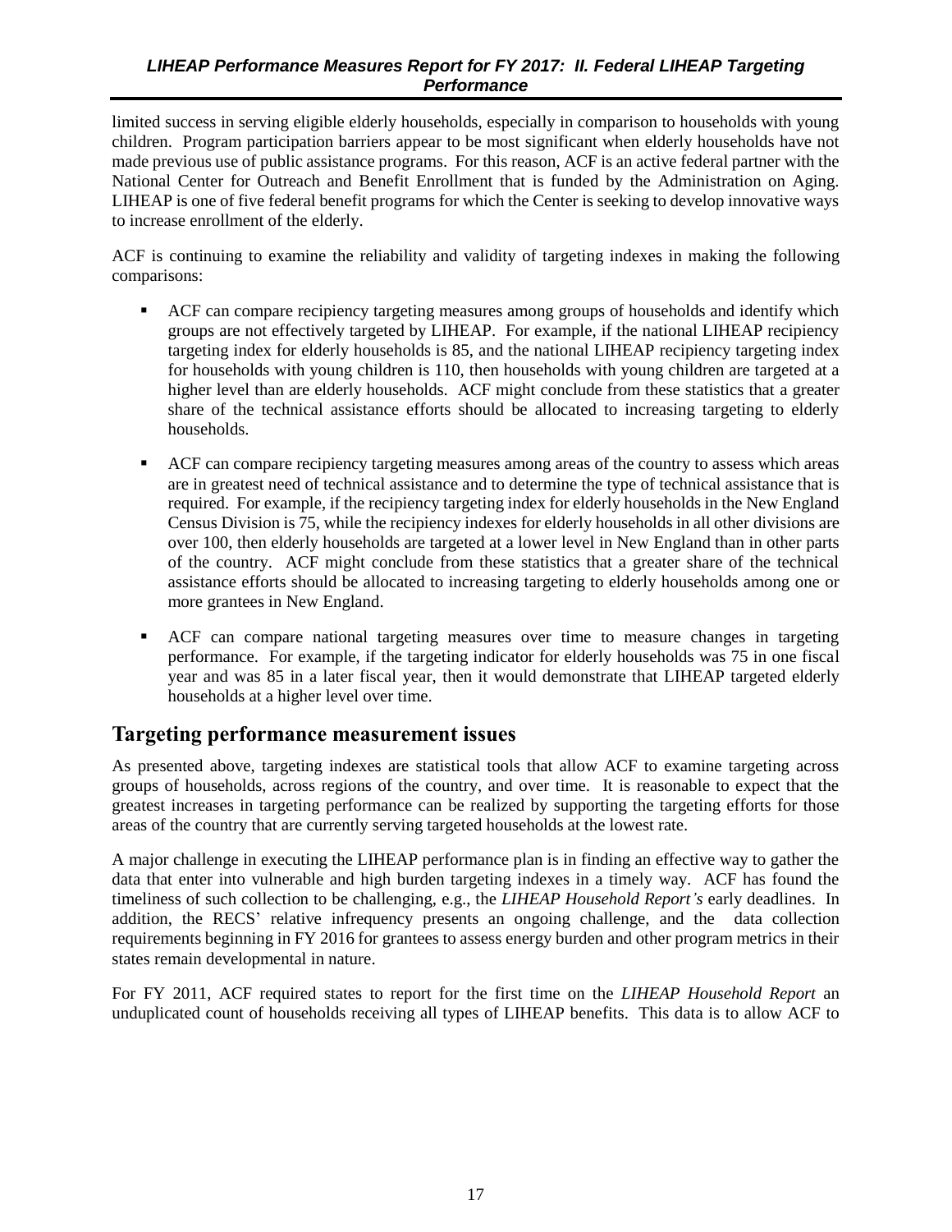limited success in serving eligible elderly households, especially in comparison to households with young children. Program participation barriers appear to be most significant when elderly households have not made previous use of public assistance programs. For this reason, ACF is an active federal partner with the National Center for Outreach and Benefit Enrollment that is funded by the Administration on Aging. LIHEAP is one of five federal benefit programs for which the Center is seeking to develop innovative ways to increase enrollment of the elderly.

ACF is continuing to examine the reliability and validity of targeting indexes in making the following comparisons:

- ACF can compare recipiency targeting measures among groups of households and identify which groups are not effectively targeted by LIHEAP. For example, if the national LIHEAP recipiency targeting index for elderly households is 85, and the national LIHEAP recipiency targeting index for households with young children is 110, then households with young children are targeted at a higher level than are elderly households. ACF might conclude from these statistics that a greater share of the technical assistance efforts should be allocated to increasing targeting to elderly households.
- ACF can compare recipiency targeting measures among areas of the country to assess which areas are in greatest need of technical assistance and to determine the type of technical assistance that is required. For example, if the recipiency targeting index for elderly households in the New England Census Division is 75, while the recipiency indexes for elderly households in all other divisions are over 100, then elderly households are targeted at a lower level in New England than in other parts of the country. ACF might conclude from these statistics that a greater share of the technical assistance efforts should be allocated to increasing targeting to elderly households among one or more grantees in New England.
- ACF can compare national targeting measures over time to measure changes in targeting performance. For example, if the targeting indicator for elderly households was 75 in one fiscal year and was 85 in a later fiscal year, then it would demonstrate that LIHEAP targeted elderly households at a higher level over time.

## Targeting performance measurement issues

As presented above, targeting indexes are statistical tools that allow ACF to examine targeting across groups of households, across regions of the country, and over time. It is reasonable to expect that the greatest increases in targeting performance can be realized by supporting the targeting efforts for those areas of the country that are currently serving targeted households at the lowest rate.

A major challenge in executing the LIHEAP performance plan is in finding an effective way to gather the data that enter into vulnerable and high burden targeting indexes in a timely way. ACF has found the timeliness of such collection to be challenging, e.g., the *LIHEAP Household Report's* early deadlines. In addition, the RECS' relative infrequency presents an ongoing challenge, and the data collection requirements beginning in FY 2016 for grantees to assess energy burden and other program metrics in their states remain developmental in nature.

For FY 2011, ACF required states to report for the first time on the *LIHEAP Household Report* an unduplicated count of households receiving all types of LIHEAP benefits. This data is to allow ACF to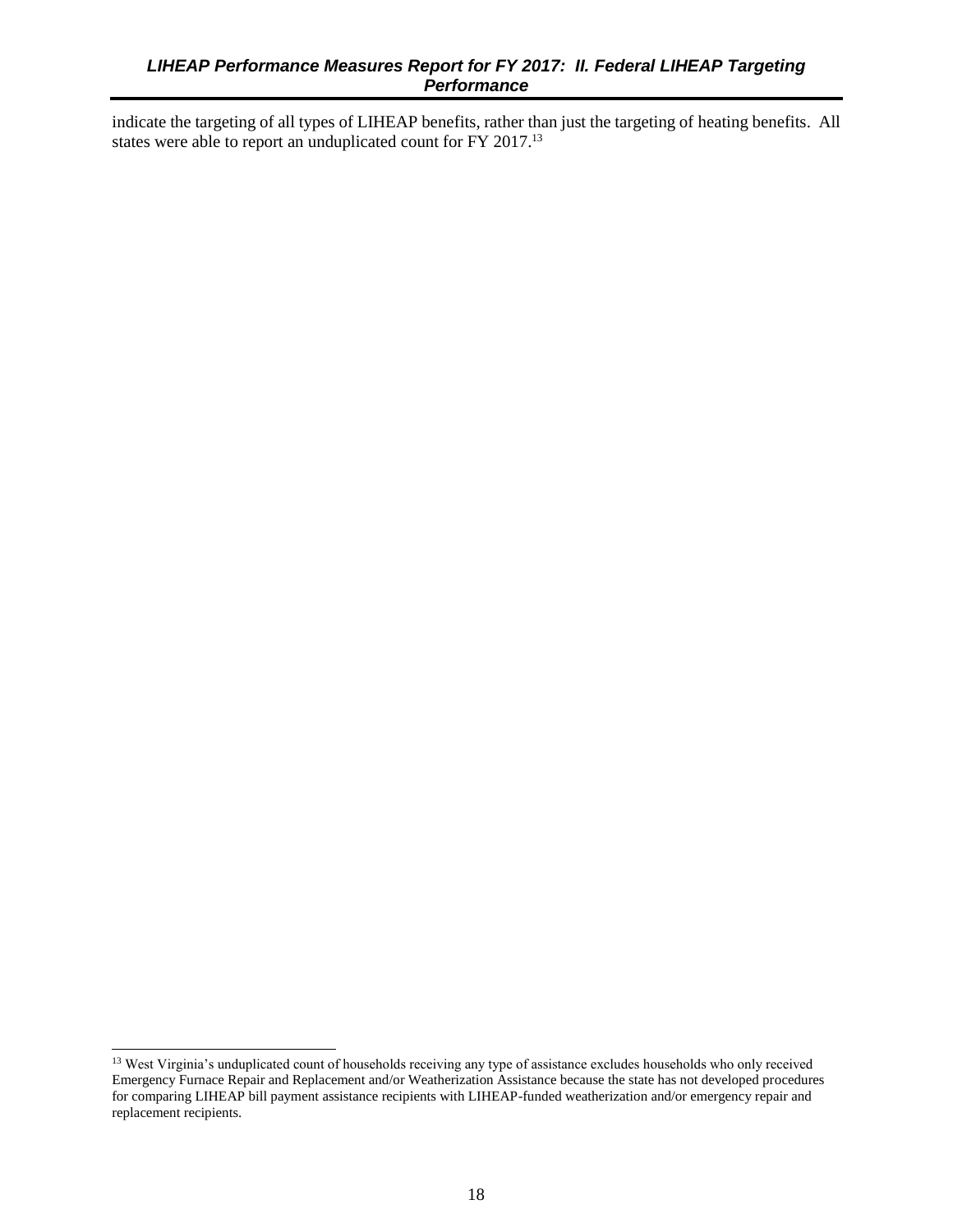indicate the targeting of all types of LIHEAP benefits, rather than just the targeting of heating benefits. All states were able to report an unduplicated count for FY 2017.[13]

[13] West Virginia's unduplicated count of households receiving any type of assistance excludes households who only received Emergency Furnace Repair and Replacement and/or Weatherization Assistance because the state has not developed procedures for comparing LIHEAP bill payment assistance recipients with LIHEAP-funded weatherization and/or emergency repair and replacement recipients.